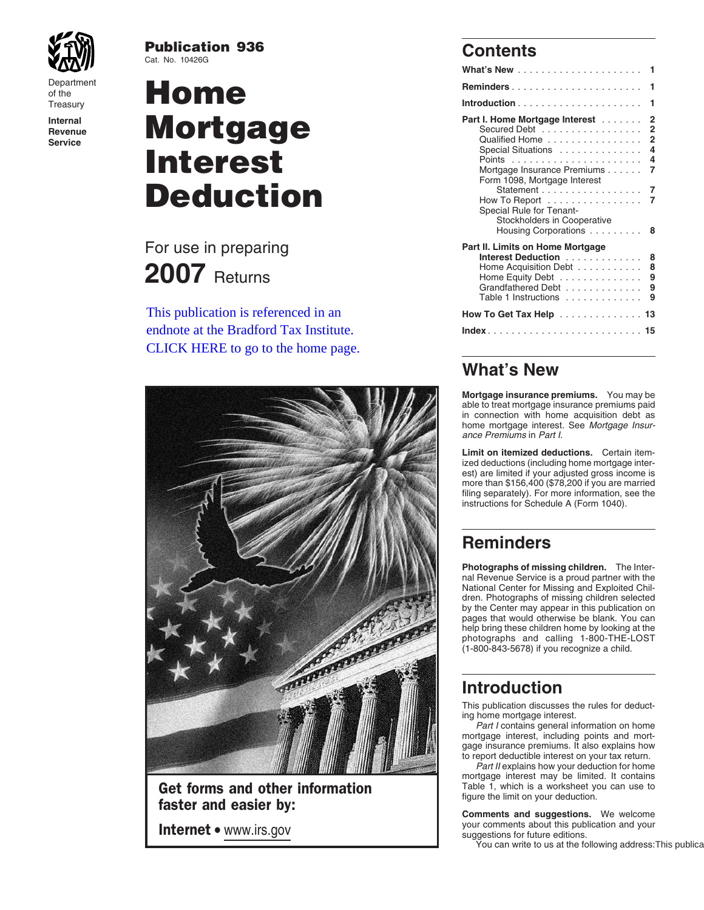Department of the Treasury
Internal Revenue Service

**Publication 936**
Cat. No. 10426G

# Home Mortgage Interest Deduction

For use in preparing

**2007** Returns

This publication is referenced in an endnote at the Bradford Tax Institute. CLICK HERE to go to the home page.

**Get forms and other information faster and easier by:**

**Internet** • www.irs.gov

## Contents

| | |
|---|---|
| **What's New** | 1 |
| **Reminders** | 1 |
| **Introduction** | 1 |
| **Part I. Home Mortgage Interest** | 2 |
| Secured Debt | 2 |
| Qualified Home | 2 |
| Special Situations | 4 |
| Points | 4 |
| Mortgage Insurance Premiums | 7 |
| Form 1098, Mortgage Interest Statement | 7 |
| How To Report | 7 |
| Special Rule for Tenant-Stockholders in Cooperative Housing Corporations | 8 |
| **Part II. Limits on Home Mortgage Interest Deduction** | 8 |
| Home Acquisition Debt | 8 |
| Home Equity Debt | 9 |
| Grandfathered Debt | 9 |
| Table 1 Instructions | 9 |
| **How To Get Tax Help** | 13 |
| **Index** | 15 |

## What's New

**Mortgage insurance premiums.** You may be able to treat mortgage insurance premiums paid in connection with home acquisition debt as home mortgage interest. See *Mortgage Insurance Premiums* in *Part I.*

**Limit on itemized deductions.** Certain itemized deductions (including home mortgage interest) are limited if your adjusted gross income is more than $156,400 ($78,200 if you are married filing separately). For more information, see the instructions for Schedule A (Form 1040).

## Reminders

**Photographs of missing children.** The Internal Revenue Service is a proud partner with the National Center for Missing and Exploited Children. Photographs of missing children selected by the Center may appear in this publication on pages that would otherwise be blank. You can help bring these children home by looking at the photographs and calling 1-800-THE-LOST (1-800-843-5678) if you recognize a child.

## Introduction

This publication discusses the rules for deducting home mortgage interest.

*Part I* contains general information on home mortgage interest, including points and mortgage insurance premiums. It also explains how to report deductible interest on your tax return.

*Part II* explains how your deduction for home mortgage interest may be limited. It contains Table 1, which is a worksheet you can use to figure the limit on your deduction.

**Comments and suggestions.** We welcome your comments about this publication and your suggestions for future editions.

You can write to us at the following address:This publica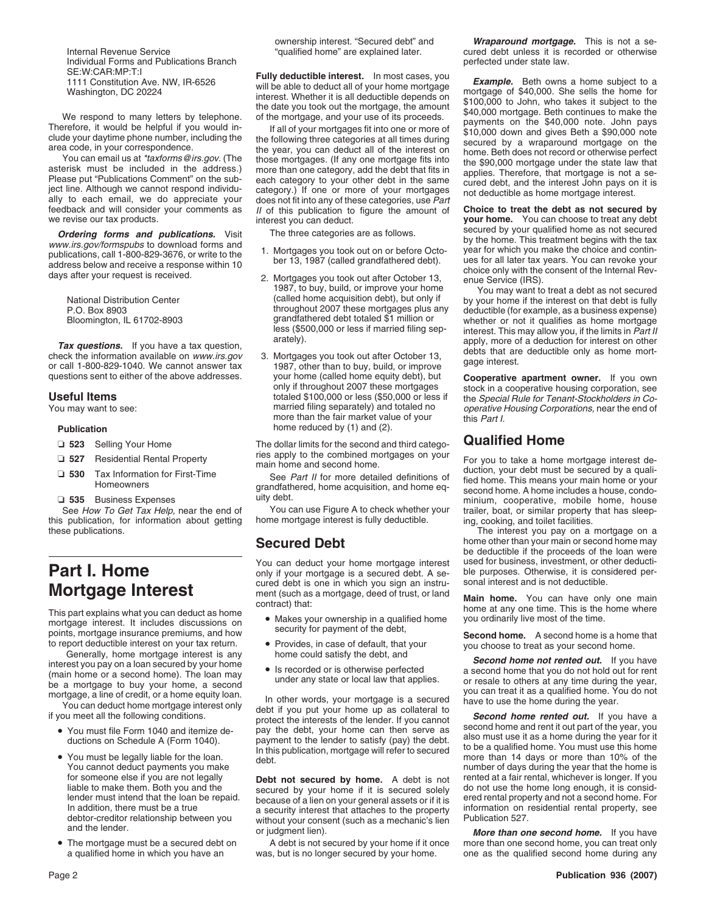Internal Revenue Service
Individual Forms and Publications Branch
SE:W:CAR:MP:T:I
1111 Constitution Ave. NW, IR-6526
Washington, DC 20224

We respond to many letters by telephone. Therefore, it would be helpful if you would include your daytime phone number, including the area code, in your correspondence.

You can email us at *taxforms@irs.gov*. (The asterisk must be included in the address.) Please put "Publications Comment" on the subject line. Although we cannot respond individually to each email, we do appreciate your feedback and will consider your comments as we revise our tax products.

***Ordering forms and publications.*** Visit *www.irs.gov/formspubs* to download forms and publications, call 1-800-829-3676, or write to the address below and receive a response within 10 days after your request is received.

National Distribution Center
P.O. Box 8903
Bloomington, IL 61702-8903

***Tax questions.*** If you have a tax question, check the information available on *www.irs.gov* or call 1-800-829-1040. We cannot answer tax questions sent to either of the above addresses.

## Useful Items

You may want to see:

**Publication**

- ❏ **523** Selling Your Home
- ❏ **527** Residential Rental Property
- ❏ **530** Tax Information for First-Time Homeowners
- ❏ **535** Business Expenses

See *How To Get Tax Help,* near the end of this publication, for information about getting these publications.

# Part I. Home Mortgage Interest

This part explains what you can deduct as home mortgage interest. It includes discussions on points, mortgage insurance premiums, and how to report deductible interest on your tax return.

Generally, home mortgage interest is any interest you pay on a loan secured by your home (main home or a second home). The loan may be a mortgage to buy your home, a second mortgage, a line of credit, or a home equity loan.

You can deduct home mortgage interest only if you meet all the following conditions.

- You must file Form 1040 and itemize deductions on Schedule A (Form 1040).
- You must be legally liable for the loan. You cannot deduct payments you make for someone else if you are not legally liable to make them. Both you and the lender must intend that the loan be repaid. In addition, there must be a true debtor-creditor relationship between you and the lender.
- The mortgage must be a secured debt on a qualified home in which you have an ownership interest. "Secured debt" and "qualified home" are explained later.

**Fully deductible interest.** In most cases, you will be able to deduct all of your home mortgage interest. Whether it is all deductible depends on the date you took out the mortgage, the amount of the mortgage, and your use of its proceeds.

If all of your mortgages fit into one or more of the following three categories at all times during the year, you can deduct all of the interest on those mortgages. (If any one mortgage fits into more than one category, add the debt that fits in each category to your other debt in the same category.) If one or more of your mortgages does not fit into any of these categories, use *Part II* of this publication to figure the amount of interest you can deduct.

The three categories are as follows.

1. Mortgages you took out on or before October 13, 1987 (called grandfathered debt).
2. Mortgages you took out after October 13, 1987, to buy, build, or improve your home (called home acquisition debt), but only if throughout 2007 these mortgages plus any grandfathered debt totaled $1 million or less ($500,000 or less if married filing separately).
3. Mortgages you took out after October 13, 1987, other than to buy, build, or improve your home (called home equity debt), but only if throughout 2007 these mortgages totaled $100,000 or less ($50,000 or less if married filing separately) and totaled no more than the fair market value of your home reduced by (1) and (2).

The dollar limits for the second and third categories apply to the combined mortgages on your main home and second home.

See *Part II* for more detailed definitions of grandfathered, home acquisition, and home equity debt.

You can use Figure A to check whether your home mortgage interest is fully deductible.

## Secured Debt

You can deduct your home mortgage interest only if your mortgage is a secured debt. A secured debt is one in which you sign an instrument (such as a mortgage, deed of trust, or land contract) that:

- Makes your ownership in a qualified home security for payment of the debt,
- Provides, in case of default, that your home could satisfy the debt, and
- Is recorded or is otherwise perfected under any state or local law that applies.

In other words, your mortgage is a secured debt if you put your home up as collateral to protect the interests of the lender. If you cannot pay the debt, your home can then serve as payment to the lender to satisfy (pay) the debt. In this publication, mortgage will refer to secured debt.

**Debt not secured by home.** A debt is not secured by your home if it is secured solely because of a lien on your general assets or if it is a security interest that attaches to the property without your consent (such as a mechanic's lien or judgment lien).

A debt is not secured by your home if it once was, but is no longer secured by your home.

***Wraparound mortgage.*** This is not a secured debt unless it is recorded or otherwise perfected under state law.

***Example.*** Beth owns a home subject to a mortgage of $40,000. She sells the home for $100,000 to John, who takes it subject to the $40,000 mortgage. Beth continues to make the payments on the $40,000 note. John pays $10,000 down and gives Beth a $90,000 note secured by a wraparound mortgage on the home. Beth does not record or otherwise perfect the $90,000 mortgage under the state law that applies. Therefore, that mortgage is not a secured debt, and the interest John pays on it is not deductible as home mortgage interest.

**Choice to treat the debt as not secured by your home.** You can choose to treat any debt secured by your qualified home as not secured by the home. This treatment begins with the tax year for which you make the choice and continues for all later tax years. You can revoke your choice only with the consent of the Internal Revenue Service (IRS).

You may want to treat a debt as not secured by your home if the interest on that debt is fully deductible (for example, as a business expense) whether or not it qualifies as home mortgage interest. This may allow you, if the limits in *Part II* apply, more of a deduction for interest on other debts that are deductible only as home mortgage interest.

**Cooperative apartment owner.** If you own stock in a cooperative housing corporation, see the *Special Rule for Tenant-Stockholders in Cooperative Housing Corporations,* near the end of this *Part I.*

## Qualified Home

For you to take a home mortgage interest deduction, your debt must be secured by a qualified home. This means your main home or your second home. A home includes a house, condominium, cooperative, mobile home, house trailer, boat, or similar property that has sleeping, cooking, and toilet facilities.

The interest you pay on a mortgage on a home other than your main or second home may be deductible if the proceeds of the loan were used for business, investment, or other deductible purposes. Otherwise, it is considered personal interest and is not deductible.

**Main home.** You can have only one main home at any one time. This is the home where you ordinarily live most of the time.

**Second home.** A second home is a home that you choose to treat as your second home.

***Second home not rented out.*** If you have a second home that you do not hold out for rent or resale to others at any time during the year, you can treat it as a qualified home. You do not have to use the home during the year.

***Second home rented out.*** If you have a second home and rent it out part of the year, you also must use it as a home during the year for it to be a qualified home. You must use this home more than 14 days or more than 10% of the number of days during the year that the home is rented at a fair rental, whichever is longer. If you do not use the home long enough, it is considered rental property and not a second home. For information on residential rental property, see Publication 527.

***More than one second home.*** If you have more than one second home, you can treat only one as the qualified second home during any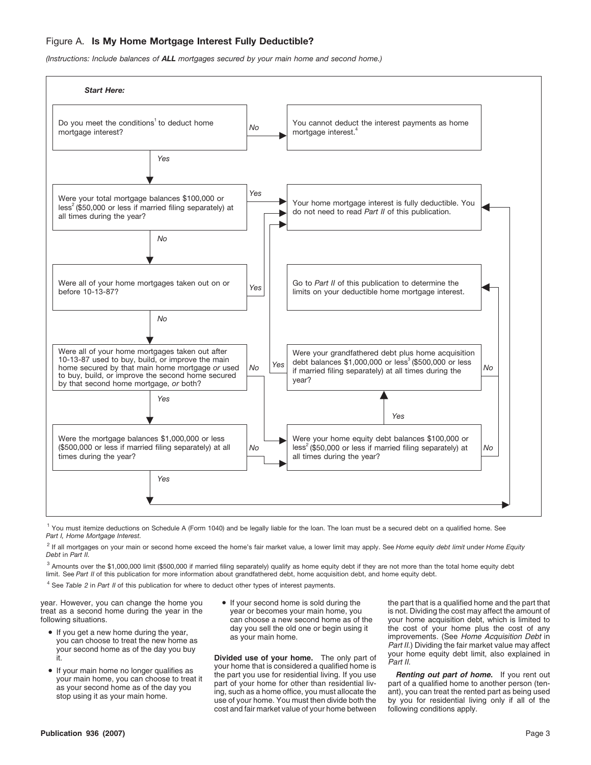Figure A. **Is My Home Mortgage Interest Fully Deductible?**

*(Instructions: Include balances of **ALL** mortgages secured by your main home and second home.)*

***Start Here:***

Do you meet the conditions[1] to deduct home mortgage interest?
- *No* → You cannot deduct the interest payments as home mortgage interest.[4]
- *Yes* → Were your total mortgage balances $100,000 or less[2] ($50,000 or less if married filing separately) at all times during the year?
  - *Yes* → Your home mortgage interest is fully deductible. You do not need to read *Part II* of this publication.
  - *No* → Were all of your home mortgages taken out on or before 10-13-87?
    - *Yes* → Your home mortgage interest is fully deductible. You do not need to read *Part II* of this publication.
    - *No* → Were all of your home mortgages taken out after 10-13-87 used to buy, build, or improve the main home secured by that main home mortgage *or* used to buy, build, or improve the second home secured by that second home mortgage, *or* both?
      - *No* → Were your home equity debt balances $100,000 or less[2] ($50,000 or less if married filing separately) at all times during the year?
      - *Yes* → Were the mortgage balances $1,000,000 or less ($500,000 or less if married filing separately) at all times during the year?
        - *Yes* → Your home mortgage interest is fully deductible. You do not need to read *Part II* of this publication.
        - *No* → Were your home equity debt balances $100,000 or less[2] ($50,000 or less if married filing separately) at all times during the year?

Were your home equity debt balances $100,000 or less[2] ($50,000 or less if married filing separately) at all times during the year?
- *No* → Your home mortgage interest is fully deductible. You do not need to read *Part II* of this publication.
- *Yes* → Were your grandfathered debt plus home acquisition debt balances $1,000,000 or less[3] ($500,000 or less if married filing separately) at all times during the year?
  - *Yes* → Your home mortgage interest is fully deductible. You do not need to read *Part II* of this publication.
  - *No* → Go to *Part II* of this publication to determine the limits on your deductible home mortgage interest.

[1] You must itemize deductions on Schedule A (Form 1040) and be legally liable for the loan. The loan must be a secured debt on a qualified home. See *Part I, Home Mortgage Interest.*

[2] If all mortgages on your main or second home exceed the home's fair market value, a lower limit may apply. See *Home equity debt limit* under *Home Equity Debt* in *Part II.*

[3] Amounts over the $1,000,000 limit ($500,000 if married filing separately) qualify as home equity debt if they are not more than the total home equity debt limit. See *Part II* of this publication for more information about grandfathered debt, home acquisition debt, and home equity debt.

[4] See *Table 2* in *Part II* of this publication for where to deduct other types of interest payments.

year. However, you can change the home you treat as a second home during the year in the following situations.

- If you get a new home during the year, you can choose to treat the new home as your second home as of the day you buy it.
- If your main home no longer qualifies as your main home, you can choose to treat it as your second home as of the day you stop using it as your main home.
- If your second home is sold during the year or becomes your main home, you can choose a new second home as of the day you sell the old one or begin using it as your main home.

**Divided use of your home.** The only part of your home that is considered a qualified home is the part you use for residential living. If you use part of your home for other than residential living, such as a home office, you must allocate the use of your home. You must then divide both the cost and fair market value of your home between the part that is a qualified home and the part that is not. Dividing the cost may affect the amount of your home acquisition debt, which is limited to the cost of your home plus the cost of any improvements. (See *Home Acquisition Debt* in *Part II.*) Dividing the fair market value may affect your home equity debt limit, also explained in *Part II.*

***Renting out part of home.*** If you rent out part of a qualified home to another person (tenant), you can treat the rented part as being used by you for residential living only if all of the following conditions apply.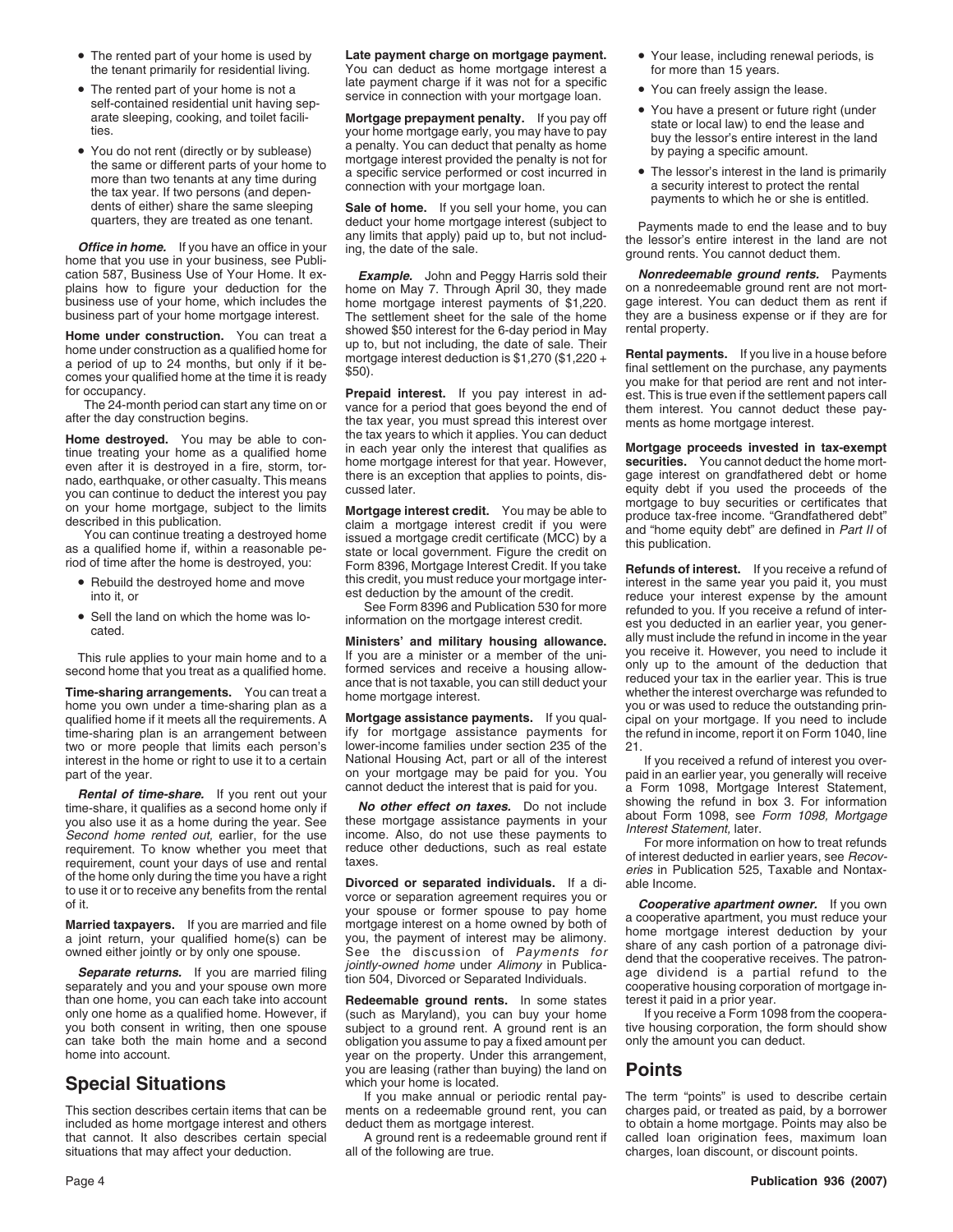- The rented part of your home is used by the tenant primarily for residential living.
- The rented part of your home is not a self-contained residential unit having separate sleeping, cooking, and toilet facilities.
- You do not rent (directly or by sublease) the same or different parts of your home to more than two tenants at any time during the tax year. If two persons (and dependents of either) share the same sleeping quarters, they are treated as one tenant.

***Office in home.*** If you have an office in your home that you use in your business, see Publication 587, Business Use of Your Home. It explains how to figure your deduction for the business use of your home, which includes the business part of your home mortgage interest.

**Home under construction.** You can treat a home under construction as a qualified home for a period of up to 24 months, but only if it becomes your qualified home at the time it is ready for occupancy.

The 24-month period can start any time on or after the day construction begins.

**Home destroyed.** You may be able to continue treating your home as a qualified home even after it is destroyed in a fire, storm, tornado, earthquake, or other casualty. This means you can continue to deduct the interest you pay on your home mortgage, subject to the limits described in this publication.

You can continue treating a destroyed home as a qualified home if, within a reasonable period of time after the home is destroyed, you:

- Rebuild the destroyed home and move into it, or
- Sell the land on which the home was located.

This rule applies to your main home and to a second home that you treat as a qualified home.

**Time-sharing arrangements.** You can treat a home you own under a time-sharing plan as a qualified home if it meets all the requirements. A time-sharing plan is an arrangement between two or more people that limits each person's interest in the home or right to use it to a certain part of the year.

***Rental of time-share.*** If you rent out your time-share, it qualifies as a second home only if you also use it as a home during the year. See *Second home rented out,* earlier, for the use requirement. To know whether you meet that requirement, count your days of use and rental of the home only during the time you have a right to use it or to receive any benefits from the rental of it.

**Married taxpayers.** If you are married and file a joint return, your qualified home(s) can be owned either jointly or by only one spouse.

***Separate returns.*** If you are married filing separately and you and your spouse own more than one home, you can each take into account only one home as a qualified home. However, if you both consent in writing, then one spouse can take both the main home and a second home into account.

## Special Situations

This section describes certain items that can be included as home mortgage interest and others that cannot. It also describes certain special situations that may affect your deduction.

**Late payment charge on mortgage payment.** You can deduct as home mortgage interest a late payment charge if it was not for a specific service in connection with your mortgage loan.

**Mortgage prepayment penalty.** If you pay off your home mortgage early, you may have to pay a penalty. You can deduct that penalty as home mortgage interest provided the penalty is not for a specific service performed or cost incurred in connection with your mortgage loan.

**Sale of home.** If you sell your home, you can deduct your home mortgage interest (subject to any limits that apply) paid up to, but not including, the date of the sale.

***Example.*** John and Peggy Harris sold their home on May 7. Through April 30, they made home mortgage interest payments of $1,220. The settlement sheet for the sale of the home showed $50 interest for the 6-day period in May up to, but not including, the date of sale. Their mortgage interest deduction is $1,270 ($1,220 + $50).

**Prepaid interest.** If you pay interest in advance for a period that goes beyond the end of the tax year, you must spread this interest over the tax years to which it applies. You can deduct in each year only the interest that qualifies as home mortgage interest for that year. However, there is an exception that applies to points, discussed later.

**Mortgage interest credit.** You may be able to claim a mortgage interest credit if you were issued a mortgage credit certificate (MCC) by a state or local government. Figure the credit on Form 8396, Mortgage Interest Credit. If you take this credit, you must reduce your mortgage interest deduction by the amount of the credit.

See Form 8396 and Publication 530 for more information on the mortgage interest credit.

**Ministers' and military housing allowance.** If you are a minister or a member of the uniformed services and receive a housing allowance that is not taxable, you can still deduct your home mortgage interest.

**Mortgage assistance payments.** If you qualify for mortgage assistance payments for lower-income families under section 235 of the National Housing Act, part or all of the interest on your mortgage may be paid for you. You cannot deduct the interest that is paid for you.

***No other effect on taxes.*** Do not include these mortgage assistance payments in your income. Also, do not use these payments to reduce other deductions, such as real estate taxes.

**Divorced or separated individuals.** If a divorce or separation agreement requires you or your spouse or former spouse to pay home mortgage interest on a home owned by both of you, the payment of interest may be alimony. See the discussion of *Payments for jointly-owned home* under *Alimony* in Publication 504, Divorced or Separated Individuals.

**Redeemable ground rents.** In some states (such as Maryland), you can buy your home subject to a ground rent. A ground rent is an obligation you assume to pay a fixed amount per year on the property. Under this arrangement, you are leasing (rather than buying) the land on which your home is located.

If you make annual or periodic rental payments on a redeemable ground rent, you can deduct them as mortgage interest.

A ground rent is a redeemable ground rent if all of the following are true.

- Your lease, including renewal periods, is for more than 15 years.
- You can freely assign the lease.
- You have a present or future right (under state or local law) to end the lease and buy the lessor's entire interest in the land by paying a specific amount.
- The lessor's interest in the land is primarily a security interest to protect the rental payments to which he or she is entitled.

Payments made to end the lease and to buy the lessor's entire interest in the land are not ground rents. You cannot deduct them.

***Nonredeemable ground rents.*** Payments on a nonredeemable ground rent are not mortgage interest. You can deduct them as rent if they are a business expense or if they are for rental property.

**Rental payments.** If you live in a house before final settlement on the purchase, any payments you make for that period are rent and not interest. This is true even if the settlement papers call them interest. You cannot deduct these payments as home mortgage interest.

**Mortgage proceeds invested in tax-exempt securities.** You cannot deduct the home mortgage interest on grandfathered debt or home equity debt if you used the proceeds of the mortgage to buy securities or certificates that produce tax-free income. "Grandfathered debt" and "home equity debt" are defined in *Part II* of this publication.

**Refunds of interest.** If you receive a refund of interest in the same year you paid it, you must reduce your interest expense by the amount refunded to you. If you receive a refund of interest you deducted in an earlier year, you generally must include the refund in income in the year you receive it. However, you need to include it only up to the amount of the deduction that reduced your tax in the earlier year. This is true whether the interest overcharge was refunded to you or was used to reduce the outstanding principal on your mortgage. If you need to include the refund in income, report it on Form 1040, line 21.

If you received a refund of interest you overpaid in an earlier year, you generally will receive a Form 1098, Mortgage Interest Statement, showing the refund in box 3. For information about Form 1098, see *Form 1098, Mortgage Interest Statement,* later.

For more information on how to treat refunds of interest deducted in earlier years, see *Recoveries* in Publication 525, Taxable and Nontaxable Income.

***Cooperative apartment owner.*** If you own a cooperative apartment, you must reduce your home mortgage interest deduction by your share of any cash portion of a patronage dividend that the cooperative receives. The patronage dividend is a partial refund to the cooperative housing corporation of mortgage interest it paid in a prior year.

If you receive a Form 1098 from the cooperative housing corporation, the form should show only the amount you can deduct.

## Points

The term "points" is used to describe certain charges paid, or treated as paid, by a borrower to obtain a home mortgage. Points may also be called loan origination fees, maximum loan charges, loan discount, or discount points.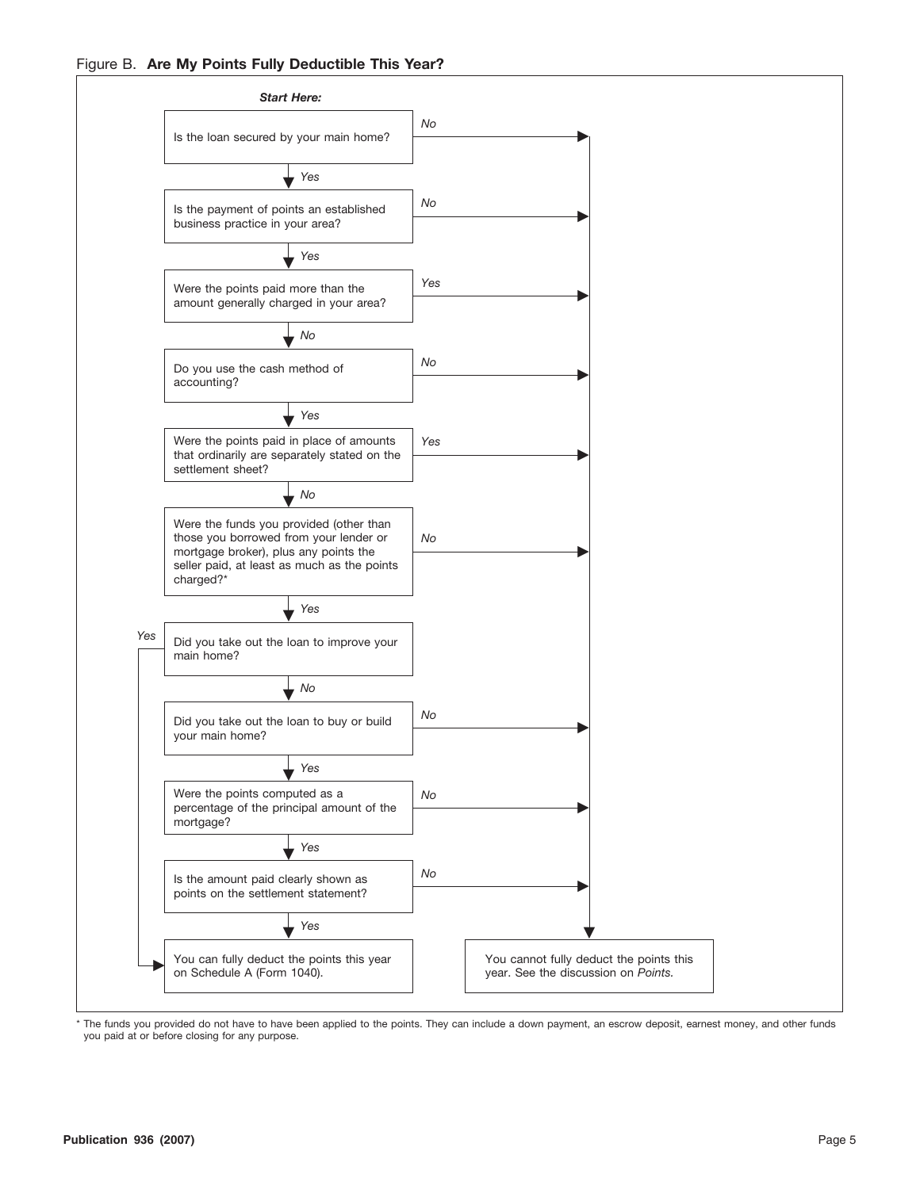Figure B. **Are My Points Fully Deductible This Year?**

***Start Here:***

1. Is the loan secured by your main home?
   - *No* → You cannot fully deduct the points this year. See the discussion on *Points.*
   - *Yes* → Go to 2.
2. Is the payment of points an established business practice in your area?
   - *No* → You cannot fully deduct the points this year. See the discussion on *Points.*
   - *Yes* → Go to 3.
3. Were the points paid more than the amount generally charged in your area?
   - *Yes* → You cannot fully deduct the points this year. See the discussion on *Points.*
   - *No* → Go to 4.
4. Do you use the cash method of accounting?
   - *No* → You cannot fully deduct the points this year. See the discussion on *Points.*
   - *Yes* → Go to 5.
5. Were the points paid in place of amounts that ordinarily are separately stated on the settlement sheet?
   - *Yes* → You cannot fully deduct the points this year. See the discussion on *Points.*
   - *No* → Go to 6.
6. Were the funds you provided (other than those you borrowed from your lender or mortgage broker), plus any points the seller paid, at least as much as the points charged?*
   - *No* → You cannot fully deduct the points this year. See the discussion on *Points.*
   - *Yes* → Go to 7.
7. Did you take out the loan to improve your main home?
   - *Yes* → You can fully deduct the points this year on Schedule A (Form 1040).
   - *No* → Go to 8.
8. Did you take out the loan to buy or build your main home?
   - *No* → You cannot fully deduct the points this year. See the discussion on *Points.*
   - *Yes* → Go to 9.
9. Were the points computed as a percentage of the principal amount of the mortgage?
   - *No* → You cannot fully deduct the points this year. See the discussion on *Points.*
   - *Yes* → Go to 10.
10. Is the amount paid clearly shown as points on the settlement statement?
    - *No* → You cannot fully deduct the points this year. See the discussion on *Points.*
    - *Yes* → You can fully deduct the points this year on Schedule A (Form 1040).

\* The funds you provided do not have to have been applied to the points. They can include a down payment, an escrow deposit, earnest money, and other funds you paid at or before closing for any purpose.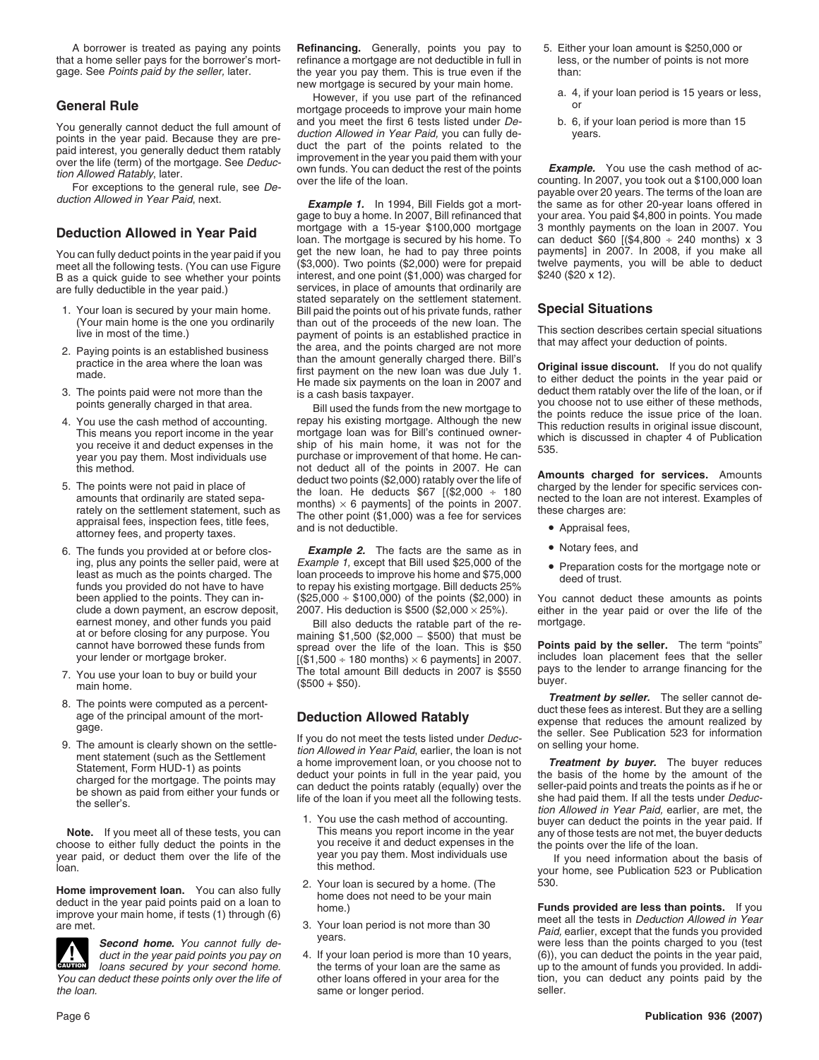A borrower is treated as paying any points that a home seller pays for the borrower's mortgage. See *Points paid by the seller,* later.

## General Rule

You generally cannot deduct the full amount of points in the year paid. Because they are prepaid interest, you generally deduct them ratably over the life (term) of the mortgage. See *Deduction Allowed Ratably*, later.

For exceptions to the general rule, see *Deduction Allowed in Year Paid*, next.

## Deduction Allowed in Year Paid

You can fully deduct points in the year paid if you meet all the following tests. (You can use Figure B as a quick guide to see whether your points are fully deductible in the year paid.)

1. Your loan is secured by your main home. (Your main home is the one you ordinarily live in most of the time.)
2. Paying points is an established business practice in the area where the loan was made.
3. The points paid were not more than the points generally charged in that area.
4. You use the cash method of accounting. This means you report income in the year you receive it and deduct expenses in the year you pay them. Most individuals use this method.
5. The points were not paid in place of amounts that ordinarily are stated separately on the settlement statement, such as appraisal fees, inspection fees, title fees, attorney fees, and property taxes.
6. The funds you provided at or before closing, plus any points the seller paid, were at least as much as the points charged. The funds you provided do not have to have been applied to the points. They can include a down payment, an escrow deposit, earnest money, and other funds you paid at or before closing for any purpose. You cannot have borrowed these funds from your lender or mortgage broker.
7. You use your loan to buy or build your main home.
8. The points were computed as a percentage of the principal amount of the mortgage.
9. The amount is clearly shown on the settlement statement (such as the Settlement Statement, Form HUD-1) as points charged for the mortgage. The points may be shown as paid from either your funds or the seller's.

**Note.** If you meet all of these tests, you can choose to either fully deduct the points in the year paid, or deduct them over the life of the loan.

**Home improvement loan.** You can also fully deduct in the year paid points paid on a loan to improve your main home, if tests (1) through (6) are met.

**CAUTION** *Second home. You cannot fully deduct in the year paid points you pay on loans secured by your second home. You can deduct these points only over the life of the loan.*

**Refinancing.** Generally, points you pay to refinance a mortgage are not deductible in full in the year you pay them. This is true even if the new mortgage is secured by your main home.

However, if you use part of the refinanced mortgage proceeds to improve your main home and you meet the first 6 tests listed under *Deduction Allowed in Year Paid,* you can fully deduct the part of the points related to the improvement in the year you paid them with your own funds. You can deduct the rest of the points over the life of the loan.

***Example 1.*** In 1994, Bill Fields got a mortgage to buy a home. In 2007, Bill refinanced that mortgage with a 15-year $100,000 mortgage loan. The mortgage is secured by his home. To get the new loan, he had to pay three points ($3,000). Two points ($2,000) were for prepaid interest, and one point ($1,000) was charged for services, in place of amounts that ordinarily are stated separately on the settlement statement. Bill paid the points out of his private funds, rather than out of the proceeds of the new loan. The payment of points is an established practice in the area, and the points charged are not more than the amount generally charged there. Bill's first payment on the new loan was due July 1. He made six payments on the loan in 2007 and is a cash basis taxpayer.

Bill used the funds from the new mortgage to repay his existing mortgage. Although the new mortgage loan was for Bill's continued ownership of his main home, it was not for the purchase or improvement of that home. He cannot deduct all of the points in 2007. He can deduct two points ($2,000) ratably over the life of the loan. He deducts $67 [($2,000 ÷ 180 months) × 6 payments] of the points in 2007. The other point ($1,000) was a fee for services and is not deductible.

***Example 2.*** The facts are the same as in *Example 1,* except that Bill used $25,000 of the loan proceeds to improve his home and $75,000 to repay his existing mortgage. Bill deducts 25% ($25,000 ÷ $100,000) of the points ($2,000) in 2007. His deduction is $500 ($2,000 × 25%).

Bill also deducts the ratable part of the remaining $1,500 ($2,000 − $500) that must be spread over the life of the loan. This is $50 [($1,500 ÷ 180 months) × 6 payments] in 2007. The total amount Bill deducts in 2007 is $550 ($500 + $50).

## Deduction Allowed Ratably

If you do not meet the tests listed under *Deduction Allowed in Year Paid,* earlier, the loan is not a home improvement loan, or you choose not to deduct your points in full in the year paid, you can deduct the points ratably (equally) over the life of the loan if you meet all the following tests.

1. You use the cash method of accounting. This means you report income in the year you receive it and deduct expenses in the year you pay them. Most individuals use this method.
2. Your loan is secured by a home. (The home does not need to be your main home.)
3. Your loan period is not more than 30 years.
4. If your loan period is more than 10 years, the terms of your loan are the same as other loans offered in your area for the same or longer period.
5. Either your loan amount is $250,000 or less, or the number of points is not more than:
   a. 4, if your loan period is 15 years or less, or
   b. 6, if your loan period is more than 15 years.

***Example.*** You use the cash method of accounting. In 2007, you took out a $100,000 loan payable over 20 years. The terms of the loan are the same as for other 20-year loans offered in your area. You paid $4,800 in points. You made 3 monthly payments on the loan in 2007. You can deduct $60 [($4,800 ÷ 240 months) x 3 payments] in 2007. In 2008, if you make all twelve payments, you will be able to deduct $240 ($20 x 12).

## Special Situations

This section describes certain special situations that may affect your deduction of points.

**Original issue discount.** If you do not qualify to either deduct the points in the year paid or deduct them ratably over the life of the loan, or if you choose not to use either of these methods, the points reduce the issue price of the loan. This reduction results in original issue discount, which is discussed in chapter 4 of Publication 535.

**Amounts charged for services.** Amounts charged by the lender for specific services connected to the loan are not interest. Examples of these charges are:

- Appraisal fees,
- Notary fees, and
- Preparation costs for the mortgage note or deed of trust.

You cannot deduct these amounts as points either in the year paid or over the life of the mortgage.

**Points paid by the seller.** The term "points" includes loan placement fees that the seller pays to the lender to arrange financing for the buyer.

***Treatment by seller.*** The seller cannot deduct these fees as interest. But they are a selling expense that reduces the amount realized by the seller. See Publication 523 for information on selling your home.

***Treatment by buyer.*** The buyer reduces the basis of the home by the amount of the seller-paid points and treats the points as if he or she had paid them. If all the tests under *Deduction Allowed in Year Paid,* earlier, are met, the buyer can deduct the points in the year paid. If any of those tests are not met, the buyer deducts the points over the life of the loan.

If you need information about the basis of your home, see Publication 523 or Publication 530.

**Funds provided are less than points.** If you meet all the tests in *Deduction Allowed in Year Paid,* earlier, except that the funds you provided were less than the points charged to you (test (6)), you can deduct the points in the year paid, up to the amount of funds you provided. In addition, you can deduct any points paid by the seller.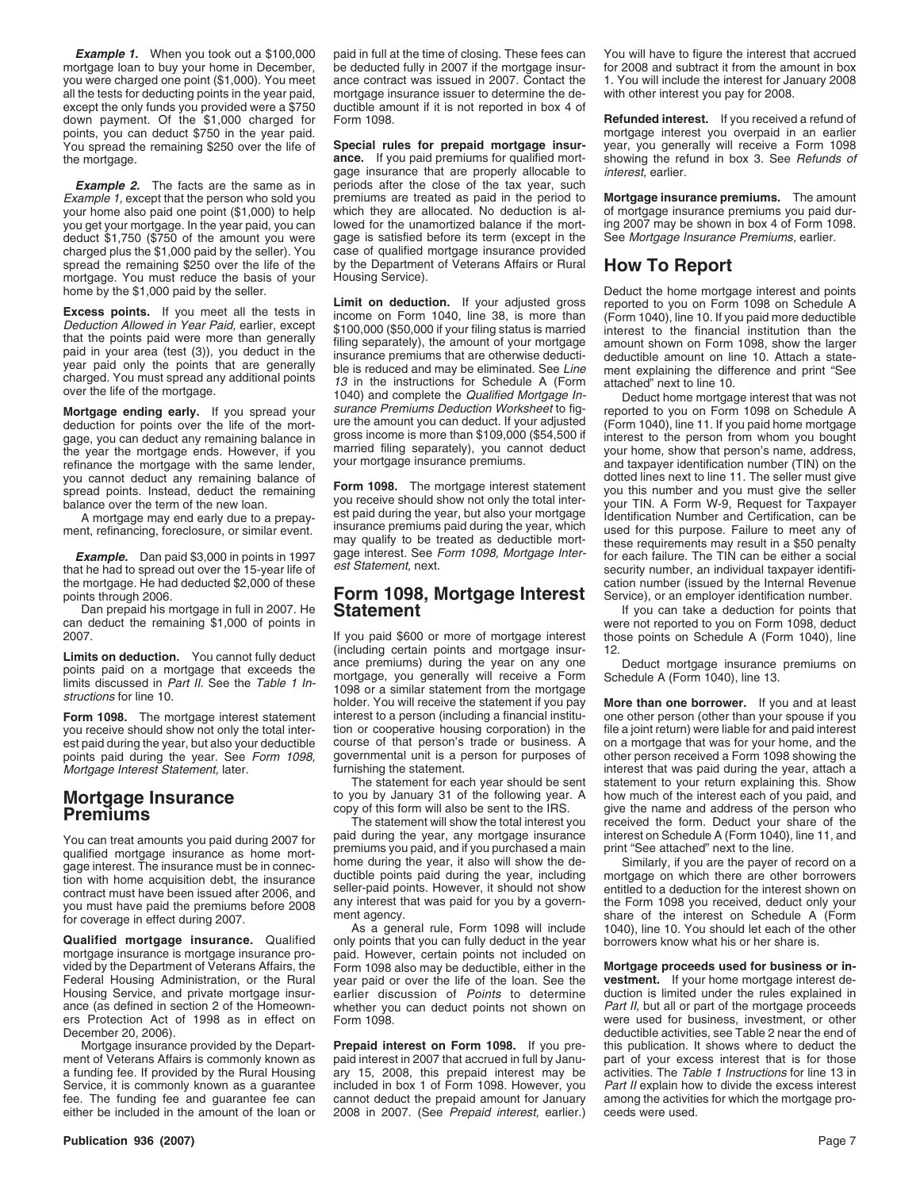***Example 1.*** When you took out a $100,000 mortgage loan to buy your home in December, you were charged one point ($1,000). You meet all the tests for deducting points in the year paid, except the only funds you provided were a $750 down payment. Of the $1,000 charged for points, you can deduct $750 in the year paid. You spread the remaining $250 over the life of the mortgage.

***Example 2.*** The facts are the same as in *Example 1,* except that the person who sold you your home also paid one point ($1,000) to help you get your mortgage. In the year paid, you can deduct $1,750 ($750 of the amount you were charged plus the $1,000 paid by the seller). You spread the remaining $250 over the life of the mortgage. You must reduce the basis of your home by the $1,000 paid by the seller.

**Excess points.** If you meet all the tests in *Deduction Allowed in Year Paid,* earlier, except that the points paid were more than generally paid in your area (test (3)), you deduct in the year paid only the points that are generally charged. You must spread any additional points over the life of the mortgage.

**Mortgage ending early.** If you spread your deduction for points over the life of the mortgage, you can deduct any remaining balance in the year the mortgage ends. However, if you refinance the mortgage with the same lender, you cannot deduct any remaining balance of spread points. Instead, deduct the remaining balance over the term of the new loan.

A mortgage may end early due to a prepayment, refinancing, foreclosure, or similar event.

***Example.*** Dan paid $3,000 in points in 1997 that he had to spread out over the 15-year life of the mortgage. He had deducted $2,000 of these points through 2006.

Dan prepaid his mortgage in full in 2007. He can deduct the remaining $1,000 of points in 2007.

**Limits on deduction.** You cannot fully deduct points paid on a mortgage that exceeds the limits discussed in *Part II.* See the *Table 1 Instructions* for line 10.

**Form 1098.** The mortgage interest statement you receive should show not only the total interest paid during the year, but also your deductible points paid during the year. See *Form 1098, Mortgage Interest Statement,* later.

## Mortgage Insurance Premiums

You can treat amounts you paid during 2007 for qualified mortgage insurance as home mortgage interest. The insurance must be in connection with home acquisition debt, the insurance contract must have been issued after 2006, and you must have paid the premiums before 2008 for coverage in effect during 2007.

**Qualified mortgage insurance.** Qualified mortgage insurance is mortgage insurance provided by the Department of Veterans Affairs, the Federal Housing Administration, or the Rural Housing Service, and private mortgage insurance (as defined in section 2 of the Homeowners Protection Act of 1998 as in effect on December 20, 2006).

Mortgage insurance provided by the Department of Veterans Affairs is commonly known as a funding fee. If provided by the Rural Housing Service, it is commonly known as a guarantee fee. The funding fee and guarantee fee can either be included in the amount of the loan or paid in full at the time of closing. These fees can be deducted fully in 2007 if the mortgage insurance contract was issued in 2007. Contact the mortgage insurance issuer to determine the deductible amount if it is not reported in box 4 of Form 1098.

**Special rules for prepaid mortgage insurance.** If you paid premiums for qualified mortgage insurance that are properly allocable to periods after the close of the tax year, such premiums are treated as paid in the period to which they are allocated. No deduction is allowed for the unamortized balance if the mortgage is satisfied before its term (except in the case of qualified mortgage insurance provided by the Department of Veterans Affairs or Rural Housing Service).

**Limit on deduction.** If your adjusted gross income on Form 1040, line 38, is more than $100,000 ($50,000 if your filing status is married filing separately), the amount of your mortgage insurance premiums that are otherwise deductible is reduced and may be eliminated. See *Line 13* in the instructions for Schedule A (Form 1040) and complete the *Qualified Mortgage Insurance Premiums Deduction Worksheet* to figure the amount you can deduct. If your adjusted gross income is more than $109,000 ($54,500 if married filing separately), you cannot deduct your mortgage insurance premiums.

**Form 1098.** The mortgage interest statement you receive should show not only the total interest paid during the year, but also your mortgage insurance premiums paid during the year, which may qualify to be treated as deductible mortgage interest. See *Form 1098, Mortgage Interest Statement,* next.

## Form 1098, Mortgage Interest Statement

If you paid $600 or more of mortgage interest (including certain points and mortgage insurance premiums) during the year on any one mortgage, you generally will receive a Form 1098 or a similar statement from the mortgage holder. You will receive the statement if you pay interest to a person (including a financial institution or cooperative housing corporation) in the course of that person's trade or business. A governmental unit is a person for purposes of furnishing the statement.

The statement for each year should be sent to you by January 31 of the following year. A copy of this form will also be sent to the IRS.

The statement will show the total interest you paid during the year, any mortgage insurance premiums you paid, and if you purchased a main home during the year, it also will show the deductible points paid during the year, including seller-paid points. However, it should not show any interest that was paid for you by a government agency.

As a general rule, Form 1098 will include only points that you can fully deduct in the year paid. However, certain points not included on Form 1098 also may be deductible, either in the year paid or over the life of the loan. See the earlier discussion of *Points* to determine whether you can deduct points not shown on Form 1098.

**Prepaid interest on Form 1098.** If you prepaid interest in 2007 that accrued in full by January 15, 2008, this prepaid interest may be included in box 1 of Form 1098. However, you cannot deduct the prepaid amount for January 2008 in 2007. (See *Prepaid interest,* earlier.) You will have to figure the interest that accrued for 2008 and subtract it from the amount in box 1. You will include the interest for January 2008 with other interest you pay for 2008.

**Refunded interest.** If you received a refund of mortgage interest you overpaid in an earlier year, you generally will receive a Form 1098 showing the refund in box 3. See *Refunds of interest,* earlier.

**Mortgage insurance premiums.** The amount of mortgage insurance premiums you paid during 2007 may be shown in box 4 of Form 1098. See *Mortgage Insurance Premiums,* earlier.

## How To Report

Deduct the home mortgage interest and points reported to you on Form 1098 on Schedule A (Form 1040), line 10. If you paid more deductible interest to the financial institution than the amount shown on Form 1098, show the larger deductible amount on line 10. Attach a statement explaining the difference and print "See attached" next to line 10.

Deduct home mortgage interest that was not reported to you on Form 1098 on Schedule A (Form 1040), line 11. If you paid home mortgage interest to the person from whom you bought your home, show that person's name, address, and taxpayer identification number (TIN) on the dotted lines next to line 11. The seller must give you this number and you must give the seller your TIN. A Form W-9, Request for Taxpayer Identification Number and Certification, can be used for this purpose. Failure to meet any of these requirements may result in a $50 penalty for each failure. The TIN can be either a social security number, an individual taxpayer identification number (issued by the Internal Revenue Service), or an employer identification number.

If you can take a deduction for points that were not reported to you on Form 1098, deduct those points on Schedule A (Form 1040), line 12.

Deduct mortgage insurance premiums on Schedule A (Form 1040), line 13.

**More than one borrower.** If you and at least one other person (other than your spouse if you file a joint return) were liable for and paid interest on a mortgage that was for your home, and the other person received a Form 1098 showing the interest that was paid during the year, attach a statement to your return explaining this. Show how much of the interest each of you paid, and give the name and address of the person who received the form. Deduct your share of the interest on Schedule A (Form 1040), line 11, and print "See attached" next to the line.

Similarly, if you are the payer of record on a mortgage on which there are other borrowers entitled to a deduction for the interest shown on the Form 1098 you received, deduct only your share of the interest on Schedule A (Form 1040), line 10. You should let each of the other borrowers know what his or her share is.

**Mortgage proceeds used for business or investment.** If your home mortgage interest deduction is limited under the rules explained in *Part II,* but all or part of the mortgage proceeds were used for business, investment, or other deductible activities, see Table 2 near the end of this publication. It shows where to deduct the part of your excess interest that is for those activities. The *Table 1 Instructions* for line 13 in *Part II* explain how to divide the excess interest among the activities for which the mortgage proceeds were used.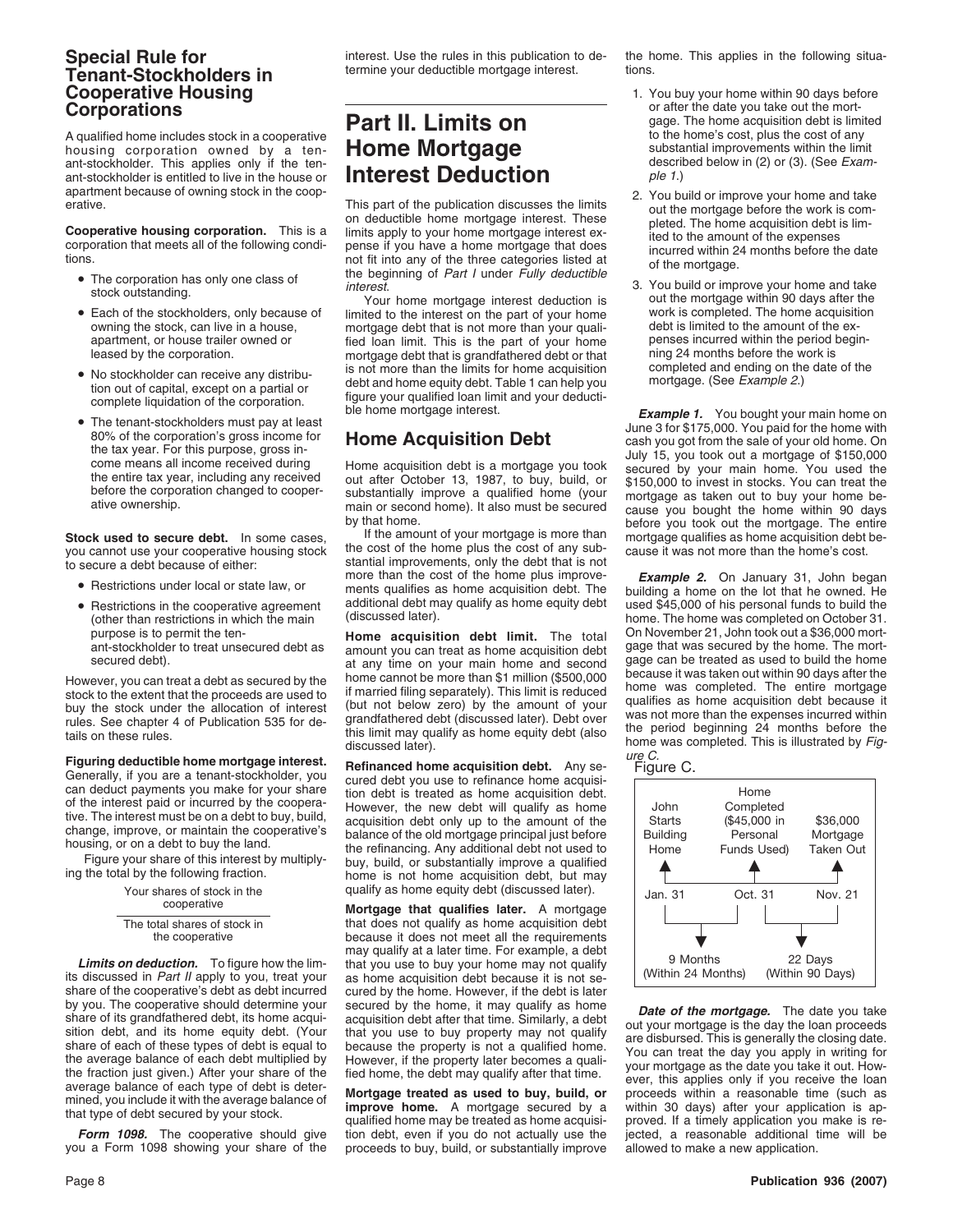## Special Rule for Tenant-Stockholders in Cooperative Housing Corporations

A qualified home includes stock in a cooperative housing corporation owned by a tenant-stockholder. This applies only if the tenant-stockholder is entitled to live in the house or apartment because of owning stock in the cooperative.

**Cooperative housing corporation.** This is a corporation that meets all of the following conditions.

- The corporation has only one class of stock outstanding.
- Each of the stockholders, only because of owning the stock, can live in a house, apartment, or house trailer owned or leased by the corporation.
- No stockholder can receive any distribution out of capital, except on a partial or complete liquidation of the corporation.
- The tenant-stockholders must pay at least 80% of the corporation's gross income for the tax year. For this purpose, gross income means all income received during the entire tax year, including any received before the corporation changed to cooperative ownership.

**Stock used to secure debt.** In some cases, you cannot use your cooperative housing stock to secure a debt because of either:

- Restrictions under local or state law, or
- Restrictions in the cooperative agreement (other than restrictions in which the main purpose is to permit the tenant-stockholder to treat unsecured debt as secured debt).

However, you can treat a debt as secured by the stock to the extent that the proceeds are used to buy the stock under the allocation of interest rules. See chapter 4 of Publication 535 for details on these rules.

**Figuring deductible home mortgage interest.** Generally, if you are a tenant-stockholder, you can deduct payments you make for your share of the interest paid or incurred by the cooperative. The interest must be on a debt to buy, build, change, improve, or maintain the cooperative's housing, or on a debt to buy the land.

Figure your share of this interest by multiplying the total by the following fraction.

$$\frac{\text{Your shares of stock in the cooperative}}{\text{The total shares of stock in the cooperative}}$$

***Limits on deduction.*** To figure how the limits discussed in *Part II* apply to you, treat your share of the cooperative's debt as debt incurred by you. The cooperative should determine your share of its grandfathered debt, its home acquisition debt, and its home equity debt. (Your share of each of these types of debt is equal to the average balance of each debt multiplied by the fraction just given.) After your share of the average balance of each type of debt is determined, you include it with the average balance of that type of debt secured by your stock.

***Form 1098.*** The cooperative should give you a Form 1098 showing your share of the interest. Use the rules in this publication to determine your deductible mortgage interest.

# Part II. Limits on Home Mortgage Interest Deduction

This part of the publication discusses the limits on deductible home mortgage interest. These limits apply to your home mortgage interest expense if you have a home mortgage that does not fit into any of the three categories listed at the beginning of *Part I* under *Fully deductible interest*.

Your home mortgage interest deduction is limited to the interest on the part of your home mortgage debt that is not more than your qualified loan limit. This is the part of your home mortgage debt that is grandfathered debt or that is not more than the limits for home acquisition debt and home equity debt. Table 1 can help you figure your qualified loan limit and your deductible home mortgage interest.

## Home Acquisition Debt

Home acquisition debt is a mortgage you took out after October 13, 1987, to buy, build, or substantially improve a qualified home (your main or second home). It also must be secured by that home.

If the amount of your mortgage is more than the cost of the home plus the cost of any substantial improvements, only the debt that is not more than the cost of the home plus improvements qualifies as home acquisition debt. The additional debt may qualify as home equity debt (discussed later).

**Home acquisition debt limit.** The total amount you can treat as home acquisition debt at any time on your main home and second home cannot be more than $1 million ($500,000 if married filing separately). This limit is reduced (but not below zero) by the amount of your grandfathered debt (discussed later). Debt over this limit may qualify as home equity debt (also discussed later).

**Refinanced home acquisition debt.** Any secured debt you use to refinance home acquisition debt is treated as home acquisition debt. However, the new debt will qualify as home acquisition debt only up to the amount of the balance of the old mortgage principal just before the refinancing. Any additional debt not used to buy, build, or substantially improve a qualified home is not home acquisition debt, but may qualify as home equity debt (discussed later).

**Mortgage that qualifies later.** A mortgage that does not qualify as home acquisition debt because it does not meet all the requirements may qualify at a later time. For example, a debt that you use to buy your home may not qualify as home acquisition debt because it is not secured by the home. However, if the debt is later secured by the home, it may qualify as home acquisition debt after that time. Similarly, a debt that you use to buy property may not qualify because the property is not a qualified home. However, if the property later becomes a qualified home, the debt may qualify after that time.

**Mortgage treated as used to buy, build, or improve home.** A mortgage secured by a qualified home may be treated as home acquisition debt, even if you do not actually use the proceeds to buy, build, or substantially improve the home. This applies in the following situations.

1. You buy your home within 90 days before or after the date you take out the mortgage. The home acquisition debt is limited to the home's cost, plus the cost of any substantial improvements within the limit described below in (2) or (3). (See *Example 1*.)
2. You build or improve your home and take out the mortgage before the work is completed. The home acquisition debt is limited to the amount of the expenses incurred within 24 months before the date of the mortgage.
3. You build or improve your home and take out the mortgage within 90 days after the work is completed. The home acquisition debt is limited to the amount of the expenses incurred within the period beginning 24 months before the work is completed and ending on the date of the mortgage. (See *Example 2*.)

***Example 1.*** You bought your main home on June 3 for $175,000. You paid for the home with cash you got from the sale of your old home. On July 15, you took out a mortgage of $150,000 secured by your main home. You used the $150,000 to invest in stocks. You can treat the mortgage as taken out to buy your home because you bought the home within 90 days before you took out the mortgage. The entire mortgage qualifies as home acquisition debt because it was not more than the home's cost.

***Example 2.*** On January 31, John began building a home on the lot that he owned. He used $45,000 of his personal funds to build the home. The home was completed on October 31. On November 21, John took out a $36,000 mortgage that was secured by the home. The mortgage can be treated as used to build the home because it was taken out within 90 days after the home was completed. The entire mortgage qualifies as home acquisition debt because it was not more than the expenses incurred within the period beginning 24 months before the home was completed. This is illustrated by *Figure C*.

Figure C.

| John Starts Building Home | Home Completed ($45,000 in Personal Funds Used) | $36,000 Mortgage Taken Out |
|---|---|---|
| Jan. 31 | Oct. 31 | Nov. 21 |

Jan. 31 – Oct. 31: 9 Months (Within 24 Months)
Oct. 31 – Nov. 21: 22 Days (Within 90 Days)

***Date of the mortgage.*** The date you take out your mortgage is the day the loan proceeds are disbursed. This is generally the closing date. You can treat the day you apply in writing for your mortgage as the date you take it out. However, this applies only if you receive the loan proceeds within a reasonable time (such as within 30 days) after your application is approved. If a timely application you make is rejected, a reasonable additional time will be allowed to make a new application.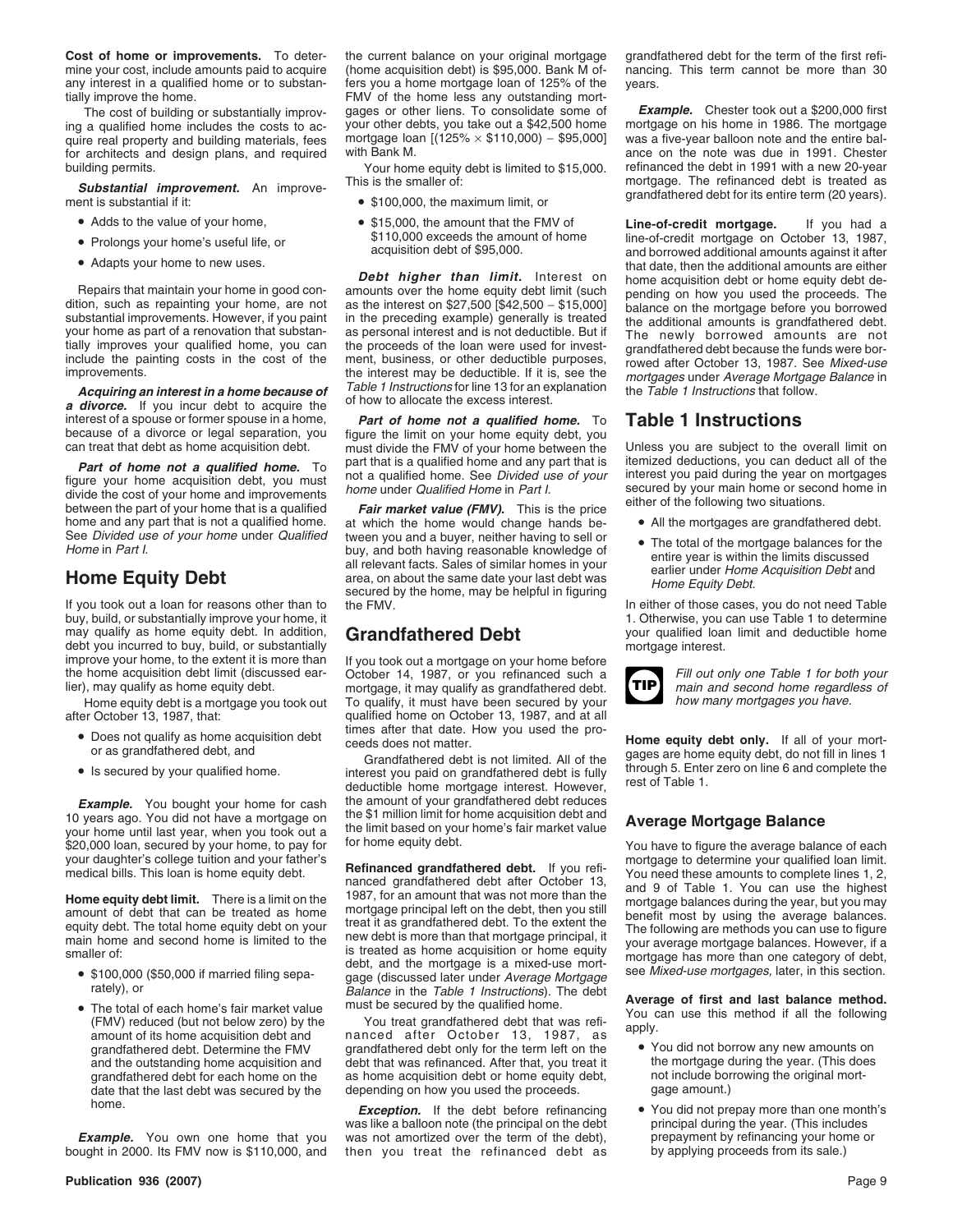**Cost of home or improvements.** To determine your cost, include amounts paid to acquire any interest in a qualified home or to substantially improve the home.

The cost of building or substantially improving a qualified home includes the costs to acquire real property and building materials, fees for architects and design plans, and required building permits.

***Substantial improvement.*** An improvement is substantial if it:

- Adds to the value of your home,
- Prolongs your home's useful life, or
- Adapts your home to new uses.

Repairs that maintain your home in good condition, such as repainting your home, are not substantial improvements. However, if you paint your home as part of a renovation that substantially improves your qualified home, you can include the painting costs in the cost of the improvements.

***Acquiring an interest in a home because of a divorce.*** If you incur debt to acquire the interest of a spouse or former spouse in a home, because of a divorce or legal separation, you can treat that debt as home acquisition debt.

***Part of home not a qualified home.*** To figure your home acquisition debt, you must divide the cost of your home and improvements between the part of your home that is a qualified home and any part that is not a qualified home. See *Divided use of your home* under *Qualified Home* in *Part I*.

## Home Equity Debt

If you took out a loan for reasons other than to buy, build, or substantially improve your home, it may qualify as home equity debt. In addition, debt you incurred to buy, build, or substantially improve your home, to the extent it is more than the home acquisition debt limit (discussed earlier), may qualify as home equity debt.

Home equity debt is a mortgage you took out after October 13, 1987, that:

- Does not qualify as home acquisition debt or as grandfathered debt, and
- Is secured by your qualified home.

***Example.*** You bought your home for cash 10 years ago. You did not have a mortgage on your home until last year, when you took out a $20,000 loan, secured by your home, to pay for your daughter's college tuition and your father's medical bills. This loan is home equity debt.

**Home equity debt limit.** There is a limit on the amount of debt that can be treated as home equity debt. The total home equity debt on your main home and second home is limited to the smaller of:

- $100,000 ($50,000 if married filing separately), or
- The total of each home's fair market value (FMV) reduced (but not below zero) by the amount of its home acquisition debt and grandfathered debt. Determine the FMV and the outstanding home acquisition and grandfathered debt for each home on the date that the last debt was secured by the home.

***Example.*** You own one home that you bought in 2000. Its FMV now is $110,000, and the current balance on your original mortgage (home acquisition debt) is $95,000. Bank M offers you a home mortgage loan of 125% of the FMV of the home less any outstanding mortgages or other liens. To consolidate some of your other debts, you take out a $42,500 home mortgage loan [(125% × $110,000) − $95,000] with Bank M.

Your home equity debt is limited to $15,000. This is the smaller of:

- $100,000, the maximum limit, or
- $15,000, the amount that the FMV of $110,000 exceeds the amount of home acquisition debt of $95,000.

***Debt higher than limit.*** Interest on amounts over the home equity debt limit (such as the interest on $27,500 [$42,500 − $15,000] in the preceding example) generally is treated as personal interest and is not deductible. But if the proceeds of the loan were used for investment, business, or other deductible purposes, the interest may be deductible. If it is, see the *Table 1 Instructions* for line 13 for an explanation of how to allocate the excess interest.

***Part of home not a qualified home.*** To figure the limit on your home equity debt, you must divide the FMV of your home between the part that is a qualified home and any part that is not a qualified home. See *Divided use of your home* under *Qualified Home* in *Part I*.

***Fair market value (FMV).*** This is the price at which the home would change hands between you and a buyer, neither having to sell or buy, and both having reasonable knowledge of all relevant facts. Sales of similar homes in your area, on about the same date your last debt was secured by the home, may be helpful in figuring the FMV.

## Grandfathered Debt

If you took out a mortgage on your home before October 14, 1987, or you refinanced such a mortgage, it may qualify as grandfathered debt. To qualify, it must have been secured by your qualified home on October 13, 1987, and at all times after that date. How you used the proceeds does not matter.

Grandfathered debt is not limited. All of the interest you paid on grandfathered debt is fully deductible home mortgage interest. However, the amount of your grandfathered debt reduces the $1 million limit for home acquisition debt and the limit based on your home's fair market value for home equity debt.

**Refinanced grandfathered debt.** If you refinanced grandfathered debt after October 13, 1987, for an amount that was not more than the mortgage principal left on the debt, then you still treat it as grandfathered debt. To the extent the new debt is more than that mortgage principal, it is treated as home acquisition or home equity debt, and the mortgage is a mixed-use mortgage (discussed later under *Average Mortgage Balance* in the *Table 1 Instructions*). The debt must be secured by the qualified home.

You treat grandfathered debt that was refinanced after October 13, 1987, as grandfathered debt only for the term left on the debt that was refinanced. After that, you treat it as home acquisition debt or home equity debt, depending on how you used the proceeds.

***Exception.*** If the debt before refinancing was like a balloon note (the principal on the debt was not amortized over the term of the debt), then you treat the refinanced debt as grandfathered debt for the term of the first refinancing. This term cannot be more than 30 years.

***Example.*** Chester took out a $200,000 first mortgage on his home in 1986. The mortgage was a five-year balloon note and the entire balance on the note was due in 1991. Chester refinanced the debt in 1991 with a new 20-year mortgage. The refinanced debt is treated as grandfathered debt for its entire term (20 years).

**Line-of-credit mortgage.** If you had a line-of-credit mortgage on October 13, 1987, and borrowed additional amounts against it after that date, then the additional amounts are either home acquisition debt or home equity debt depending on how you used the proceeds. The balance on the mortgage before you borrowed the additional amounts is grandfathered debt. The newly borrowed amounts are not grandfathered debt because the funds were borrowed after October 13, 1987. See *Mixed-use mortgages* under *Average Mortgage Balance* in the *Table 1 Instructions* that follow.

# Table 1 Instructions

Unless you are subject to the overall limit on itemized deductions, you can deduct all of the interest you paid during the year on mortgages secured by your main home or second home in either of the following two situations.

- All the mortgages are grandfathered debt.
- The total of the mortgage balances for the entire year is within the limits discussed earlier under *Home Acquisition Debt* and *Home Equity Debt*.

In either of those cases, you do not need Table 1. Otherwise, you can use Table 1 to determine your qualified loan limit and deductible home mortgage interest.

**TIP** *Fill out only one Table 1 for both your main and second home regardless of how many mortgages you have.*

**Home equity debt only.** If all of your mortgages are home equity debt, do not fill in lines 1 through 5. Enter zero on line 6 and complete the rest of Table 1.

## Average Mortgage Balance

You have to figure the average balance of each mortgage to determine your qualified loan limit. You need these amounts to complete lines 1, 2, and 9 of Table 1. You can use the highest mortgage balances during the year, but you may benefit most by using the average balances. The following are methods you can use to figure your average mortgage balances. However, if a mortgage has more than one category of debt, see *Mixed-use mortgages,* later, in this section.

**Average of first and last balance method.** You can use this method if all the following apply.

- You did not borrow any new amounts on the mortgage during the year. (This does not include borrowing the original mortgage amount.)
- You did not prepay more than one month's principal during the year. (This includes prepayment by refinancing your home or by applying proceeds from its sale.)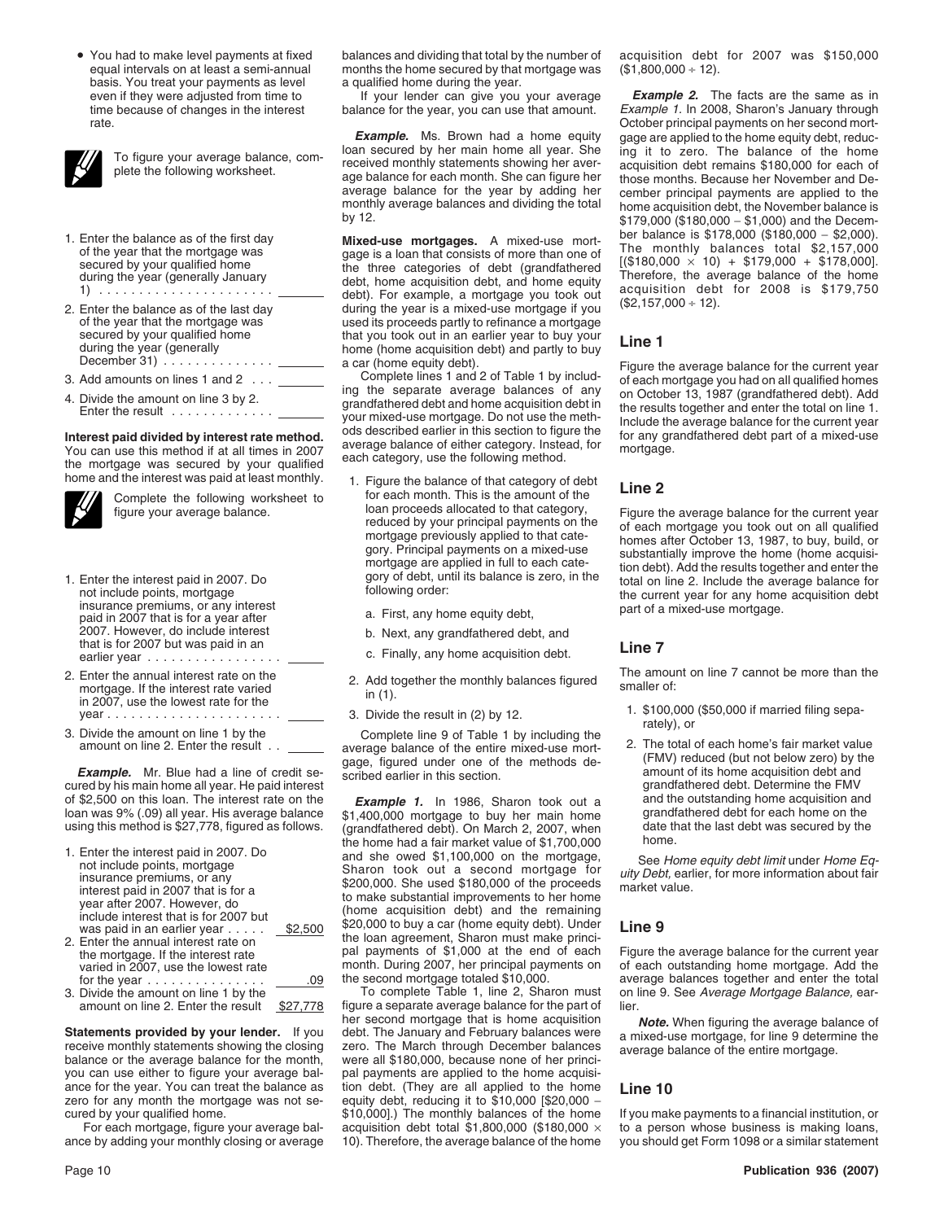- You had to make level payments at fixed equal intervals on at least a semi-annual basis. You treat your payments as level even if they were adjusted from time to time because of changes in the interest rate.

To figure your average balance, complete the following worksheet.

1. Enter the balance as of the first day of the year that the mortgage was secured by your qualified home during the year (generally January 1) . . . . . . . . . . . . . . . . . . . . . . ______
2. Enter the balance as of the last day of the year that the mortgage was secured by your qualified home during the year (generally December 31) . . . . . . . . . . . . . ______
3. Add amounts on lines 1 and 2 . . . ______
4. Divide the amount on line 3 by 2. Enter the result . . . . . . . . . . . . . ______

**Interest paid divided by interest rate method.** You can use this method if at all times in 2007 the mortgage was secured by your qualified home and the interest was paid at least monthly.

Complete the following worksheet to figure your average balance.

1. Enter the interest paid in 2007. Do not include points, mortgage insurance premiums, or any interest paid in 2007 that is for a year after 2007. However, do include interest that is for 2007 but was paid in an earlier year . . . . . . . . . . . . . . . . ______
2. Enter the annual interest rate on the mortgage. If the interest rate varied in 2007, use the lowest rate for the year . . . . . . . . . . . . . . . . . . . . . ______
3. Divide the amount on line 1 by the amount on line 2. Enter the result . . ______

***Example.*** Mr. Blue had a line of credit secured by his main home all year. He paid interest of $2,500 on this loan. The interest rate on the loan was 9% (.09) all year. His average balance using this method is $27,778, figured as follows.

1. Enter the interest paid in 2007. Do not include points, mortgage insurance premiums, or any interest paid in 2007 that is for a year after 2007. However, do include interest that is for 2007 but was paid in an earlier year . . . . . $2,500
2. Enter the annual interest rate on the mortgage. If the interest rate varied in 2007, use the lowest rate for the year . . . . . . . . . . . . . . .09
3. Divide the amount on line 1 by the amount on line 2. Enter the result $27,778

**Statements provided by your lender.** If you receive monthly statements showing the closing balance or the average balance for the month, you can use either to figure your average balance for the year. You can treat the balance as zero for any month the mortgage was not secured by your qualified home.

For each mortgage, figure your average balance by adding your monthly closing or average balances and dividing that total by the number of months the home secured by that mortgage was a qualified home during the year.

If your lender can give you your average balance for the year, you can use that amount.

***Example.*** Ms. Brown had a home equity loan secured by her main home all year. She received monthly statements showing her average balance for each month. She can figure her average balance for the year by adding her monthly average balances and dividing the total by 12.

**Mixed-use mortgages.** A mixed-use mortgage is a loan that consists of more than one of the three categories of debt (grandfathered debt, home acquisition debt, and home equity debt). For example, a mortgage you took out during the year is a mixed-use mortgage if you used its proceeds partly to refinance a mortgage that you took out in an earlier year to buy your home (home acquisition debt) and partly to buy a car (home equity debt).

Complete lines 1 and 2 of Table 1 by including the separate average balances of any grandfathered debt and home acquisition debt in your mixed-use mortgage. Do not use the methods described earlier in this section to figure the average balance of either category. Instead, for each category, use the following method.

1. Figure the balance of that category of debt for each month. This is the amount of the loan proceeds allocated to that category, reduced by your principal payments on the mortgage previously applied to that category. Principal payments on a mixed-use mortgage are applied in full to each category of debt, until its balance is zero, in the following order:
   a. First, any home equity debt,
   b. Next, any grandfathered debt, and
   c. Finally, any home acquisition debt.
2. Add together the monthly balances figured in (1).
3. Divide the result in (2) by 12.

Complete line 9 of Table 1 by including the average balance of the entire mixed-use mortgage, figured under one of the methods described earlier in this section.

***Example 1.*** In 1986, Sharon took out a $1,400,000 mortgage to buy her main home (grandfathered debt). On March 2, 2007, when the home had a fair market value of $1,700,000 and she owed $1,100,000 on the mortgage, Sharon took out a second mortgage for $200,000. She used $180,000 of the proceeds to make substantial improvements to her home (home acquisition debt) and the remaining $20,000 to buy a car (home equity debt). Under the loan agreement, Sharon must make principal payments of $1,000 at the end of each month. During 2007, her principal payments on the second mortgage totaled $10,000.

To complete Table 1, line 2, Sharon must figure a separate average balance for the part of her second mortgage that is home acquisition debt. The January and February balances were zero. The March through December balances were all $180,000, because none of her principal payments are applied to the home acquisition debt. (They are all applied to the home equity debt, reducing it to $10,000 [$20,000 − $10,000].) The monthly balances of the home acquisition debt total $1,800,000 ($180,000 × 10). Therefore, the average balance of the home acquisition debt for 2007 was $150,000 ($1,800,000 ÷ 12).

***Example 2.*** The facts are the same as in *Example 1*. In 2008, Sharon's January through October principal payments on her second mortgage are applied to the home equity debt, reducing it to zero. The balance of the home acquisition debt remains $180,000 for each of those months. Because her November and December principal payments are applied to the home acquisition debt, the November balance is $179,000 ($180,000 − $1,000) and the December balance is $178,000 ($180,000 − $2,000). The monthly balances total $2,157,000 [($180,000 × 10) + $179,000 + $178,000]. Therefore, the average balance of the home acquisition debt for 2008 is $179,750 ($2,157,000 ÷ 12).

## Line 1

Figure the average balance for the current year of each mortgage you had on all qualified homes on October 13, 1987 (grandfathered debt). Add the results together and enter the total on line 1. Include the average balance for the current year for any grandfathered debt part of a mixed-use mortgage.

## Line 2

Figure the average balance for the current year of each mortgage you took out on all qualified homes after October 13, 1987, to buy, build, or substantially improve the home (home acquisition debt). Add the results together and enter the total on line 2. Include the average balance for the current year for any home acquisition debt part of a mixed-use mortgage.

## Line 7

The amount on line 7 cannot be more than the smaller of:

1. $100,000 ($50,000 if married filing separately), or
2. The total of each home's fair market value (FMV) reduced (but not below zero) by the amount of its home acquisition debt and grandfathered debt. Determine the FMV and the outstanding home acquisition and grandfathered debt for each home on the date that the last debt was secured by the home.

See *Home equity debt limit* under *Home Equity Debt,* earlier, for more information about fair market value.

## Line 9

Figure the average balance for the current year of each outstanding home mortgage. Add the average balances together and enter the total on line 9. See *Average Mortgage Balance,* earlier.

***Note.*** When figuring the average balance of a mixed-use mortgage, for line 9 determine the average balance of the entire mortgage.

## Line 10

If you make payments to a financial institution, or to a person whose business is making loans, you should get Form 1098 or a similar statement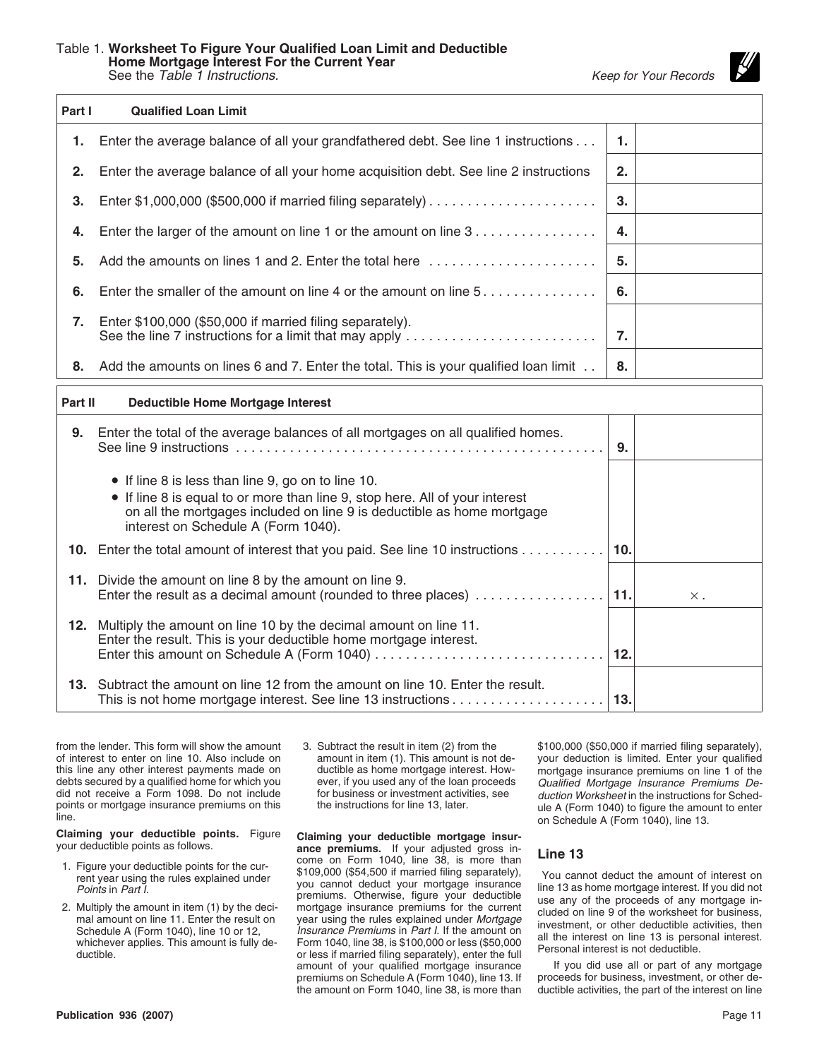Table 1. **Worksheet To Figure Your Qualified Loan Limit and Deductible Home Mortgage Interest For the Current Year**
See the *Table 1 Instructions.*

*Keep for Your Records*

| **Part I** | **Qualified Loan Limit** | | |
|---|---|---|---|
| **1.** | Enter the average balance of all your grandfathered debt. See line 1 instructions . . . | **1.** | |
| **2.** | Enter the average balance of all your home acquisition debt. See line 2 instructions | **2.** | |
| **3.** | Enter $1,000,000 ($500,000 if married filing separately) . . . . . . . . . . . . . . . . . . . . . . | **3.** | |
| **4.** | Enter the larger of the amount on line 1 or the amount on line 3 . . . . . . . . . . . . . . . . | **4.** | |
| **5.** | Add the amounts on lines 1 and 2. Enter the total here . . . . . . . . . . . . . . . . . . . . . . | **5.** | |
| **6.** | Enter the smaller of the amount on line 4 or the amount on line 5 . . . . . . . . . . . . . . . | **6.** | |
| **7.** | Enter $100,000 ($50,000 if married filing separately). See the line 7 instructions for a limit that may apply . . . . . . . . . . . . . . . . . . . . . . . . . | **7.** | |
| **8.** | Add the amounts on lines 6 and 7. Enter the total. This is your qualified loan limit . . | **8.** | |

| **Part II** | **Deductible Home Mortgage Interest** | | |
|---|---|---|---|
| **9.** | Enter the total of the average balances of all mortgages on all qualified homes. See line 9 instructions . . . . . . . . . . . . . . . . . . . . . . . . . . . . . . . . . . . . . . . . . . . . . . . . | **9.** | |
| | • If line 8 is less than line 9, go on to line 10. • If line 8 is equal to or more than line 9, stop here. All of your interest on all the mortgages included on line 9 is deductible as home mortgage interest on Schedule A (Form 1040). | | |
| **10.** | Enter the total amount of interest that you paid. See line 10 instructions . . . . . . . . . . . | **10.** | |
| **11.** | Divide the amount on line 8 by the amount on line 9. Enter the result as a decimal amount (rounded to three places) . . . . . . . . . . . . . . . . | **11.** | × . |
| **12.** | Multiply the amount on line 10 by the decimal amount on line 11. Enter the result. This is your deductible home mortgage interest. Enter this amount on Schedule A (Form 1040) . . . . . . . . . . . . . . . . . . . . . . . . . . . . . | **12.** | |
| **13.** | Subtract the amount on line 12 from the amount on line 10. Enter the result. This is not home mortgage interest. See line 13 instructions . . . . . . . . . . . . . . . . . . . . | **13.** | |

from the lender. This form will show the amount of interest to enter on line 10. Also include on this line any other interest payments made on debts secured by a qualified home for which you did not receive a Form 1098. Do not include points or mortgage insurance premiums on this line.

**Claiming your deductible points.** Figure your deductible points as follows.

1. Figure your deductible points for the current year using the rules explained under *Points* in *Part I.*
2. Multiply the amount in item (1) by the decimal amount on line 11. Enter the result on Schedule A (Form 1040), line 10 or 12, whichever applies. This amount is fully deductible.
3. Subtract the result in item (2) from the amount in item (1). This amount is not deductible as home mortgage interest. However, if you used any of the loan proceeds for business or investment activities, see the instructions for line 13, later.

**Claiming your deductible mortgage insurance premiums.** If your adjusted gross income on Form 1040, line 38, is more than $109,000 ($54,500 if married filing separately), you cannot deduct your mortgage insurance premiums. Otherwise, figure your deductible mortgage insurance premiums for the current year using the rules explained under *Mortgage Insurance Premiums* in *Part I.* If the amount on Form 1040, line 38, is $100,000 or less ($50,000 or less if married filing separately), enter the full amount of your qualified mortgage insurance premiums on Schedule A (Form 1040), line 13. If the amount on Form 1040, line 38, is more than $100,000 ($50,000 if married filing separately), your deduction is limited. Enter your qualified mortgage insurance premiums on line 1 of the *Qualified Mortgage Insurance Premiums Deduction Worksheet* in the instructions for Schedule A (Form 1040) to figure the amount to enter on Schedule A (Form 1040), line 13.

## Line 13

You cannot deduct the amount of interest on line 13 as home mortgage interest. If you did not use any of the proceeds of any mortgage included on line 9 of the worksheet for business, investment, or other deductible activities, then all the interest on line 13 is personal interest. Personal interest is not deductible.

If you did use all or part of any mortgage proceeds for business, investment, or other deductible activities, the part of the interest on line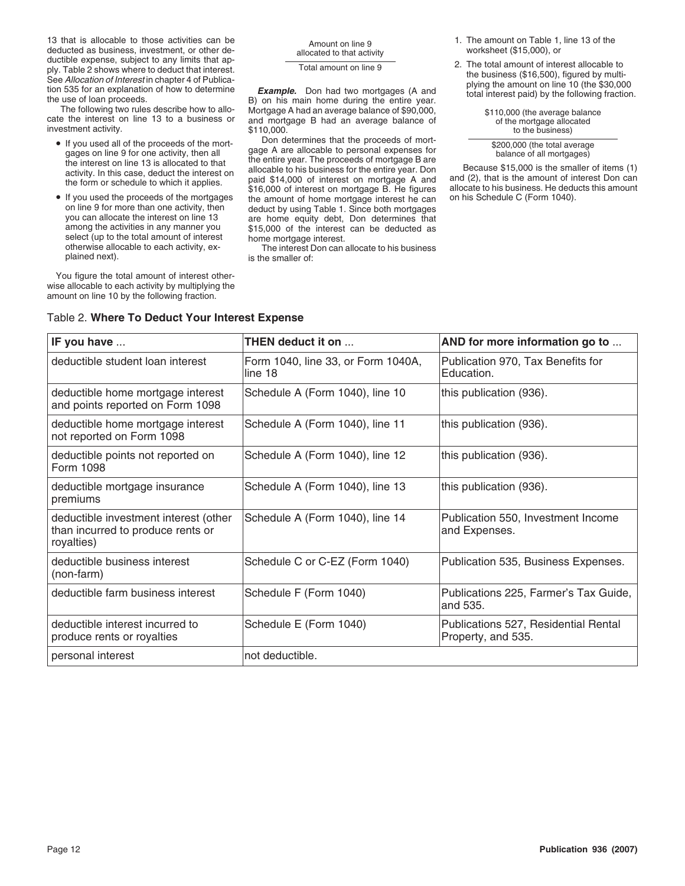13 that is allocable to those activities can be deducted as business, investment, or other deductible expense, subject to any limits that apply. Table 2 shows where to deduct that interest. See *Allocation of Interest* in chapter 4 of Publication 535 for an explanation of how to determine the use of loan proceeds.

The following two rules describe how to allocate the interest on line 13 to a business or investment activity.

- If you used all of the proceeds of the mortgages on line 9 for one activity, then all the interest on line 13 is allocated to that activity. In this case, deduct the interest on the form or schedule to which it applies.
- If you used the proceeds of the mortgages on line 9 for more than one activity, then you can allocate the interest on line 13 among the activities in any manner you select (up to the total amount of interest otherwise allocable to each activity, explained next).

You figure the total amount of interest otherwise allocable to each activity by multiplying the amount on line 10 by the following fraction.

$$\frac{\text{Amount on line 9 allocated to that activity}}{\text{Total amount on line 9}}$$

***Example.*** Don had two mortgages (A and B) on his main home during the entire year. Mortgage A had an average balance of $90,000, and mortgage B had an average balance of $110,000.

Don determines that the proceeds of mortgage A are allocable to personal expenses for the entire year. The proceeds of mortgage B are allocable to his business for the entire year. Don paid $14,000 of interest on mortgage A and $16,000 of interest on mortgage B. He figures the amount of home mortgage interest he can deduct by using Table 1. Since both mortgages are home equity debt, Don determines that $15,000 of the interest can be deducted as home mortgage interest.

The interest Don can allocate to his business is the smaller of:

1. The amount on Table 1, line 13 of the worksheet ($15,000), or
2. The total amount of interest allocable to the business ($16,500), figured by multiplying the amount on line 10 (the $30,000 total interest paid) by the following fraction.

$$\frac{\text{\$110,000 (the average balance of the mortgage allocated to the business)}}{\text{\$200,000 (the total average balance of all mortgages)}}$$

Because $15,000 is the smaller of items (1) and (2), that is the amount of interest Don can allocate to his business. He deducts this amount on his Schedule C (Form 1040).

Table 2. **Where To Deduct Your Interest Expense**

| IF you have ... | THEN deduct it on ... | AND for more information go to ... |
|---|---|---|
| deductible student loan interest | Form 1040, line 33, or Form 1040A, line 18 | Publication 970, Tax Benefits for Education. |
| deductible home mortgage interest and points reported on Form 1098 | Schedule A (Form 1040), line 10 | this publication (936). |
| deductible home mortgage interest not reported on Form 1098 | Schedule A (Form 1040), line 11 | this publication (936). |
| deductible points not reported on Form 1098 | Schedule A (Form 1040), line 12 | this publication (936). |
| deductible mortgage insurance premiums | Schedule A (Form 1040), line 13 | this publication (936). |
| deductible investment interest (other than incurred to produce rents or royalties) | Schedule A (Form 1040), line 14 | Publication 550, Investment Income and Expenses. |
| deductible business interest (non-farm) | Schedule C or C-EZ (Form 1040) | Publication 535, Business Expenses. |
| deductible farm business interest | Schedule F (Form 1040) | Publications 225, Farmer's Tax Guide, and 535. |
| deductible interest incurred to produce rents or royalties | Schedule E (Form 1040) | Publications 527, Residential Rental Property, and 535. |
| personal interest | not deductible. | |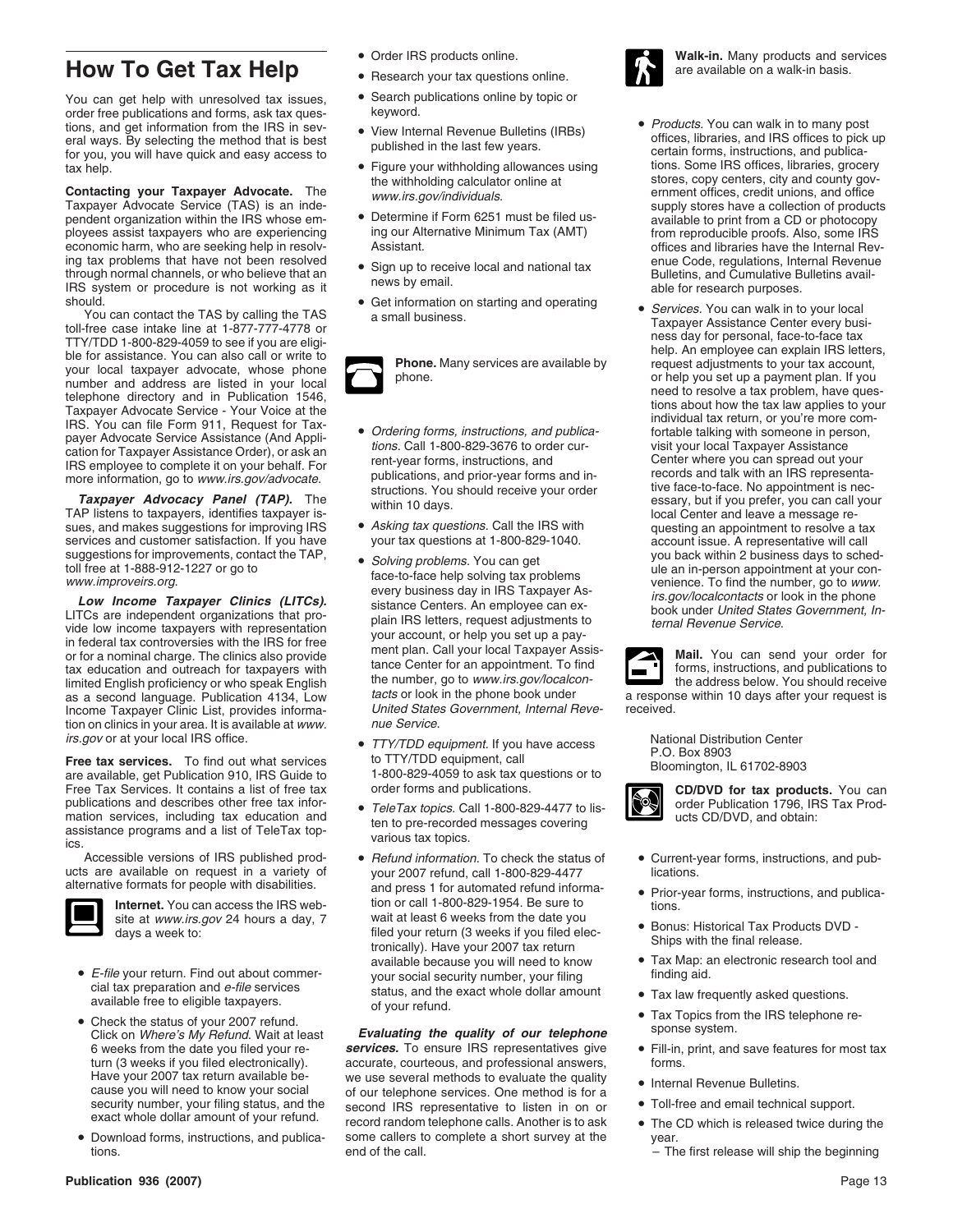# How To Get Tax Help

You can get help with unresolved tax issues, order free publications and forms, ask tax questions, and get information from the IRS in several ways. By selecting the method that is best for you, you will have quick and easy access to tax help.

**Contacting your Taxpayer Advocate.** The Taxpayer Advocate Service (TAS) is an independent organization within the IRS whose employees assist taxpayers who are experiencing economic harm, who are seeking help in resolving tax problems that have not been resolved through normal channels, or who believe that an IRS system or procedure is not working as it should.

You can contact the TAS by calling the TAS toll-free case intake line at 1-877-777-4778 or TTY/TDD 1-800-829-4059 to see if you are eligible for assistance. You can also call or write to your local taxpayer advocate, whose phone number and address are listed in your local telephone directory and in Publication 1546, Taxpayer Advocate Service - Your Voice at the IRS. You can file Form 911, Request for Taxpayer Advocate Service Assistance (And Application for Taxpayer Assistance Order), or ask an IRS employee to complete it on your behalf. For more information, go to *www.irs.gov/advocate*.

***Taxpayer Advocacy Panel (TAP).*** The TAP listens to taxpayers, identifies taxpayer issues, and makes suggestions for improving IRS services and customer satisfaction. If you have suggestions for improvements, contact the TAP, toll free at 1-888-912-1227 or go to *www.improveirs.org*.

***Low Income Taxpayer Clinics (LITCs).*** LITCs are independent organizations that provide low income taxpayers with representation in federal tax controversies with the IRS for free or for a nominal charge. The clinics also provide tax education and outreach for taxpayers with limited English proficiency or who speak English as a second language. Publication 4134, Low Income Taxpayer Clinic List, provides information on clinics in your area. It is available at *www.irs.gov* or at your local IRS office.

**Free tax services.** To find out what services are available, get Publication 910, IRS Guide to Free Tax Services. It contains a list of free tax publications and describes other free tax information services, including tax education and assistance programs and a list of TeleTax topics.

Accessible versions of IRS published products are available on request in a variety of alternative formats for people with disabilities.

**Internet.** You can access the IRS website at *www.irs.gov* 24 hours a day, 7 days a week to:

- *E-file* your return. Find out about commercial tax preparation and *e-file* services available free to eligible taxpayers.
- Check the status of your 2007 refund. Click on *Where's My Refund*. Wait at least 6 weeks from the date you filed your return (3 weeks if you filed electronically). Have your 2007 tax return available because you will need to know your social security number, your filing status, and the exact whole dollar amount of your refund.
- Download forms, instructions, and publications.
- Order IRS products online.
- Research your tax questions online.
- Search publications online by topic or keyword.
- View Internal Revenue Bulletins (IRBs) published in the last few years.
- Figure your withholding allowances using the withholding calculator online at *www.irs.gov/individuals*.
- Determine if Form 6251 must be filed using our Alternative Minimum Tax (AMT) Assistant.
- Sign up to receive local and national tax news by email.
- Get information on starting and operating a small business.

**Phone.** Many services are available by phone.

- *Ordering forms, instructions, and publications.* Call 1-800-829-3676 to order current-year forms, instructions, and publications, and prior-year forms and instructions. You should receive your order within 10 days.
- *Asking tax questions.* Call the IRS with your tax questions at 1-800-829-1040.
- *Solving problems.* You can get face-to-face help solving tax problems every business day in IRS Taxpayer Assistance Centers. An employee can explain IRS letters, request adjustments to your account, or help you set up a payment plan. Call your local Taxpayer Assistance Center for an appointment. To find the number, go to *www.irs.gov/localcontacts* or look in the phone book under *United States Government, Internal Revenue Service*.
- *TTY/TDD equipment.* If you have access to TTY/TDD equipment, call 1-800-829-4059 to ask tax questions or to order forms and publications.
- *TeleTax topics.* Call 1-800-829-4477 to listen to pre-recorded messages covering various tax topics.
- *Refund information.* To check the status of your 2007 refund, call 1-800-829-4477 and press 1 for automated refund information or call 1-800-829-1954. Be sure to wait at least 6 weeks from the date you filed your return (3 weeks if you filed electronically). Have your 2007 tax return available because you will need to know your social security number, your filing status, and the exact whole dollar amount of your refund.

***Evaluating the quality of our telephone services.*** To ensure IRS representatives give accurate, courteous, and professional answers, we use several methods to evaluate the quality of our telephone services. One method is for a second IRS representative to listen in on or record random telephone calls. Another is to ask some callers to complete a short survey at the end of the call.

**Walk-in.** Many products and services are available on a walk-in basis.

- *Products.* You can walk in to many post offices, libraries, and IRS offices to pick up certain forms, instructions, and publications. Some IRS offices, libraries, grocery stores, copy centers, city and county government offices, credit unions, and office supply stores have a collection of products available to print from a CD or photocopy from reproducible proofs. Also, some IRS offices and libraries have the Internal Revenue Code, regulations, Internal Revenue Bulletins, and Cumulative Bulletins available for research purposes.
- *Services.* You can walk in to your local Taxpayer Assistance Center every business day for personal, face-to-face tax help. An employee can explain IRS letters, request adjustments to your tax account, or help you set up a payment plan. If you need to resolve a tax problem, have questions about how the tax law applies to your individual tax return, or you're more comfortable talking with someone in person, visit your local Taxpayer Assistance Center where you can spread out your records and talk with an IRS representative face-to-face. No appointment is necessary, but if you prefer, you can call your local Center and leave a message requesting an appointment to resolve a tax account issue. A representative will call you back within 2 business days to schedule an in-person appointment at your convenience. To find the number, go to *www.irs.gov/localcontacts* or look in the phone book under *United States Government, Internal Revenue Service*.

**Mail.** You can send your order for forms, instructions, and publications to the address below. You should receive a response within 10 days after your request is received.

National Distribution Center
P.O. Box 8903
Bloomington, IL 61702-8903

**CD/DVD for tax products.** You can order Publication 1796, IRS Tax Products CD/DVD, and obtain:

- Current-year forms, instructions, and publications.
- Prior-year forms, instructions, and publications.
- Bonus: Historical Tax Products DVD - Ships with the final release.
- Tax Map: an electronic research tool and finding aid.
- Tax law frequently asked questions.
- Tax Topics from the IRS telephone response system.
- Fill-in, print, and save features for most tax forms.
- Internal Revenue Bulletins.
- Toll-free and email technical support.
- The CD which is released twice during the year.
  - The first release will ship the beginning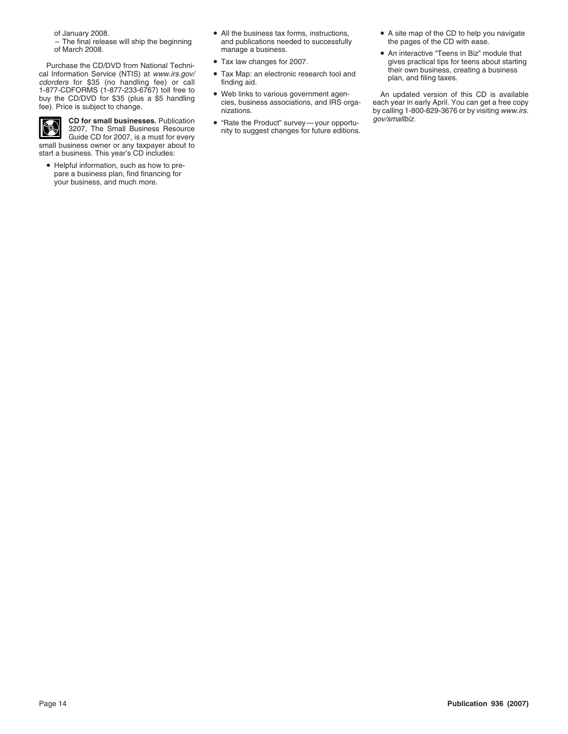of January 2008.

– The final release will ship the beginning of March 2008.

Purchase the CD/DVD from National Technical Information Service (NTIS) at *www.irs.gov/cdorders* for $35 (no handling fee) or call 1-877-CDFORMS (1-877-233-6767) toll free to buy the CD/DVD for $35 (plus a $5 handling fee). Price is subject to change.

**CD for small businesses.** Publication 3207, The Small Business Resource Guide CD for 2007, is a must for every small business owner or any taxpayer about to start a business. This year's CD includes:

- Helpful information, such as how to prepare a business plan, find financing for your business, and much more.
- All the business tax forms, instructions, and publications needed to successfully manage a business.
- Tax law changes for 2007.
- Tax Map: an electronic research tool and finding aid.
- Web links to various government agencies, business associations, and IRS organizations.
- "Rate the Product" survey—your opportunity to suggest changes for future editions.
- A site map of the CD to help you navigate the pages of the CD with ease.
- An interactive "Teens in Biz" module that gives practical tips for teens about starting their own business, creating a business plan, and filing taxes.

An updated version of this CD is available each year in early April. You can get a free copy by calling 1-800-829-3676 or by visiting *www.irs.gov/smallbiz*.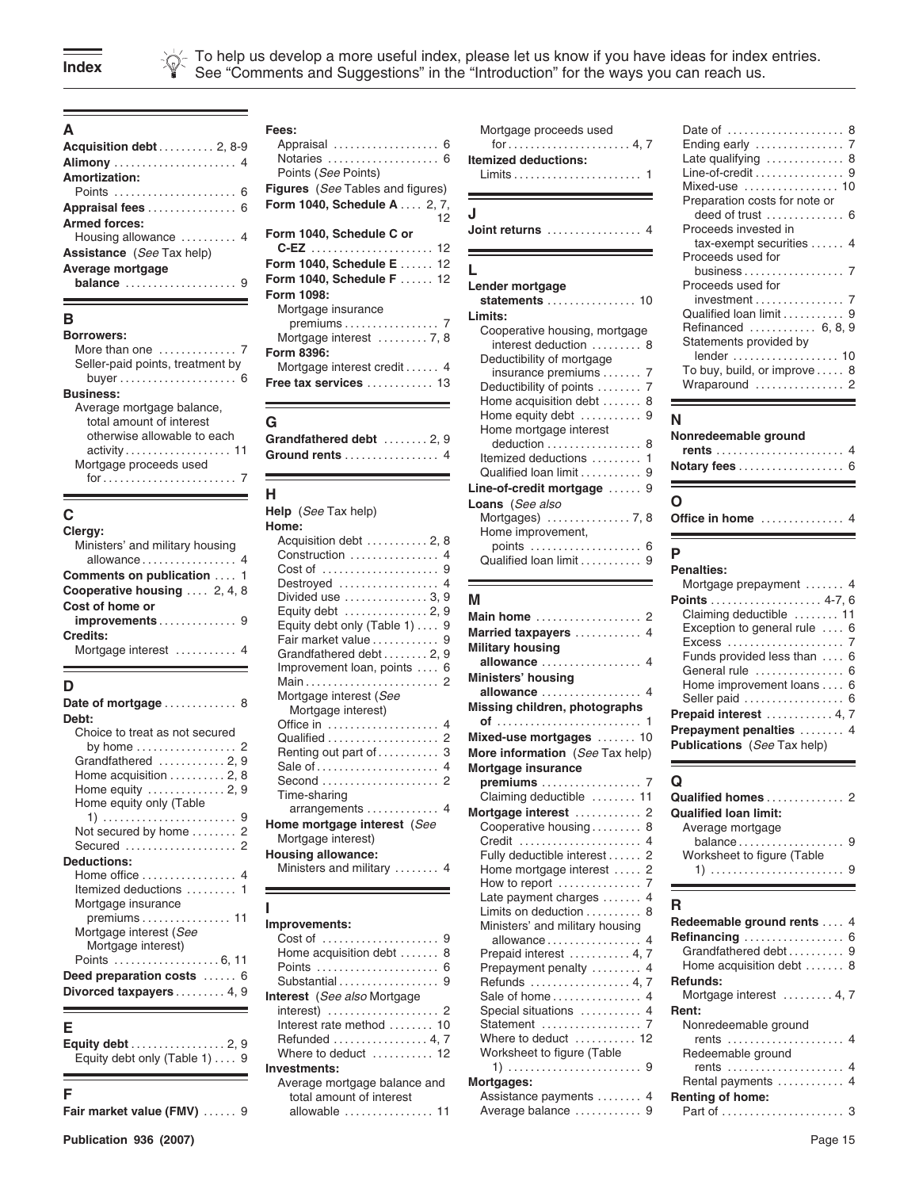# Index

To help us develop a more useful index, please let us know if you have ideas for index entries. See "Comments and Suggestions" in the "Introduction" for the ways you can reach us.

## A

**Acquisition debt** .......... 2, 8-9
**Alimony** .......... 4
**Amortization:**
- Points .......... 6

**Appraisal fees** .......... 6
**Armed forces:**
- Housing allowance .......... 4

**Assistance** (*See* Tax help)
**Average mortgage balance** .......... 9

## B

**Borrowers:**
- More than one .......... 7
- Seller-paid points, treatment by buyer .......... 6

**Business:**
- Average mortgage balance, total amount of interest otherwise allowable to each activity .......... 11
- Mortgage proceeds used for .......... 7

## C

**Clergy:**
- Ministers' and military housing allowance .......... 4

**Comments on publication** .......... 1
**Cooperative housing** .......... 2, 4, 8
**Cost of home or improvements** .......... 9
**Credits:**
- Mortgage interest .......... 4

## D

**Date of mortgage** .......... 8
**Debt:**
- Choice to treat as not secured by home .......... 2
- Grandfathered .......... 2, 9
- Home acquisition .......... 2, 8
- Home equity .......... 2, 9
- Home equity only (Table 1) .......... 9
- Not secured by home .......... 2
- Secured .......... 2

**Deductions:**
- Home office .......... 4
- Itemized deductions .......... 1
- Mortgage insurance premiums .......... 11
- Mortgage interest (*See* Mortgage interest)
- Points .......... 6, 11

**Deed preparation costs** .......... 6
**Divorced taxpayers** .......... 4, 9

## E

**Equity debt** .......... 2, 9
- Equity debt only (Table 1) .......... 9

## F

**Fair market value (FMV)** .......... 9
**Fees:**
- Appraisal .......... 6
- Notaries .......... 6
- Points (*See* Points)

**Figures** (*See* Tables and figures)
**Form 1040, Schedule A** .......... 2, 7, 12
**Form 1040, Schedule C or C-EZ** .......... 12
**Form 1040, Schedule E** .......... 12
**Form 1040, Schedule F** .......... 12
**Form 1098:**
- Mortgage insurance premiums .......... 7
- Mortgage interest .......... 7, 8

**Form 8396:**
- Mortgage interest credit .......... 4

**Free tax services** .......... 13

## G

**Grandfathered debt** .......... 2, 9
**Ground rents** .......... 4

## H

**Help** (*See* Tax help)
**Home:**
- Acquisition debt .......... 2, 8
- Construction .......... 4
- Cost of .......... 9
- Destroyed .......... 4
- Divided use .......... 3, 9
- Equity debt .......... 2, 9
- Equity debt only (Table 1) .......... 9
- Fair market value .......... 9
- Grandfathered debt .......... 2, 9
- Improvement loan, points .......... 6
- Main .......... 2
- Mortgage interest (*See* Mortgage interest)
- Office in .......... 4
- Qualified .......... 2
- Renting out part of .......... 3
- Sale of .......... 4
- Second .......... 2
- Time-sharing arrangements .......... 4

**Home mortgage interest** (*See* Mortgage interest)
**Housing allowance:**
- Ministers and military .......... 4

## I

**Improvements:**
- Cost of .......... 9
- Home acquisition debt .......... 8
- Points .......... 6
- Substantial .......... 9

**Interest** (*See also* Mortgage interest) .......... 2
- Interest rate method .......... 10
- Refunded .......... 4, 7
- Where to deduct .......... 12

**Investments:**
- Average mortgage balance and total amount of interest allowable .......... 11
- Mortgage proceeds used for .......... 4, 7

**Itemized deductions:**
- Limits .......... 1

## J

**Joint returns** .......... 4

## L

**Lender mortgage statements** .......... 10
**Limits:**
- Cooperative housing, mortgage interest deduction .......... 8
- Deductibility of mortgage insurance premiums .......... 7
- Deductibility of points .......... 7
- Home acquisition debt .......... 8
- Home equity debt .......... 9
- Home mortgage interest deduction .......... 8
- Itemized deductions .......... 1
- Qualified loan limit .......... 9

**Line-of-credit mortgage** .......... 9
**Loans** (*See also* Mortgages) .......... 7, 8
- Home improvement, points .......... 6
- Qualified loan limit .......... 9

## M

**Main home** .......... 2
**Married taxpayers** .......... 4
**Military housing allowance** .......... 4
**Ministers' housing allowance** .......... 4
**Missing children, photographs of** .......... 1
**Mixed-use mortgages** .......... 10
**More information** (*See* Tax help)
**Mortgage insurance premiums** .......... 7
- Claiming deductible .......... 11

**Mortgage interest** .......... 2
- Cooperative housing .......... 8
- Credit .......... 4
- Fully deductible interest .......... 2
- Home mortgage interest .......... 2
- How to report .......... 7
- Late payment charges .......... 4
- Limits on deduction .......... 8
- Ministers' and military housing allowance .......... 4
- Prepaid interest .......... 4, 7
- Prepayment penalty .......... 4
- Refunds .......... 4, 7
- Sale of home .......... 4
- Special situations .......... 4
- Statement .......... 7
- Where to deduct .......... 12
- Worksheet to figure (Table 1) .......... 9

**Mortgages:**
- Assistance payments .......... 4
- Average balance .......... 9
- Date of .......... 8
- Ending early .......... 7
- Late qualifying .......... 8
- Line-of-credit .......... 9
- Mixed-use .......... 10
- Preparation costs for note or deed of trust .......... 6
- Proceeds invested in tax-exempt securities .......... 4
- Proceeds used for business .......... 7
- Proceeds used for investment .......... 7
- Qualified loan limit .......... 9
- Refinanced .......... 6, 8, 9
- Statements provided by lender .......... 10
- To buy, build, or improve .......... 8
- Wraparound .......... 2

## N

**Nonredeemable ground rents** .......... 4
**Notary fees** .......... 6

## O

**Office in home** .......... 4

## P

**Penalties:**
- Mortgage prepayment .......... 4

**Points** .......... 4-7, 6
- Claiming deductible .......... 11
- Exception to general rule .......... 6
- Excess .......... 7
- Funds provided less than .......... 6
- General rule .......... 6
- Home improvement loans .......... 6
- Seller paid .......... 6

**Prepaid interest** .......... 4, 7
**Prepayment penalties** .......... 4
**Publications** (*See* Tax help)

## Q

**Qualified homes** .......... 2
**Qualified loan limit:**
- Average mortgage balance .......... 9
- Worksheet to figure (Table 1) .......... 9

## R

**Redeemable ground rents** .......... 4
**Refinancing** .......... 6
- Grandfathered debt .......... 9
- Home acquisition debt .......... 8

**Refunds:**
- Mortgage interest .......... 4, 7

**Rent:**
- Nonredeemable ground rents .......... 4
- Redeemable ground rents .......... 4
- Rental payments .......... 4

**Renting of home:**
- Part of .......... 3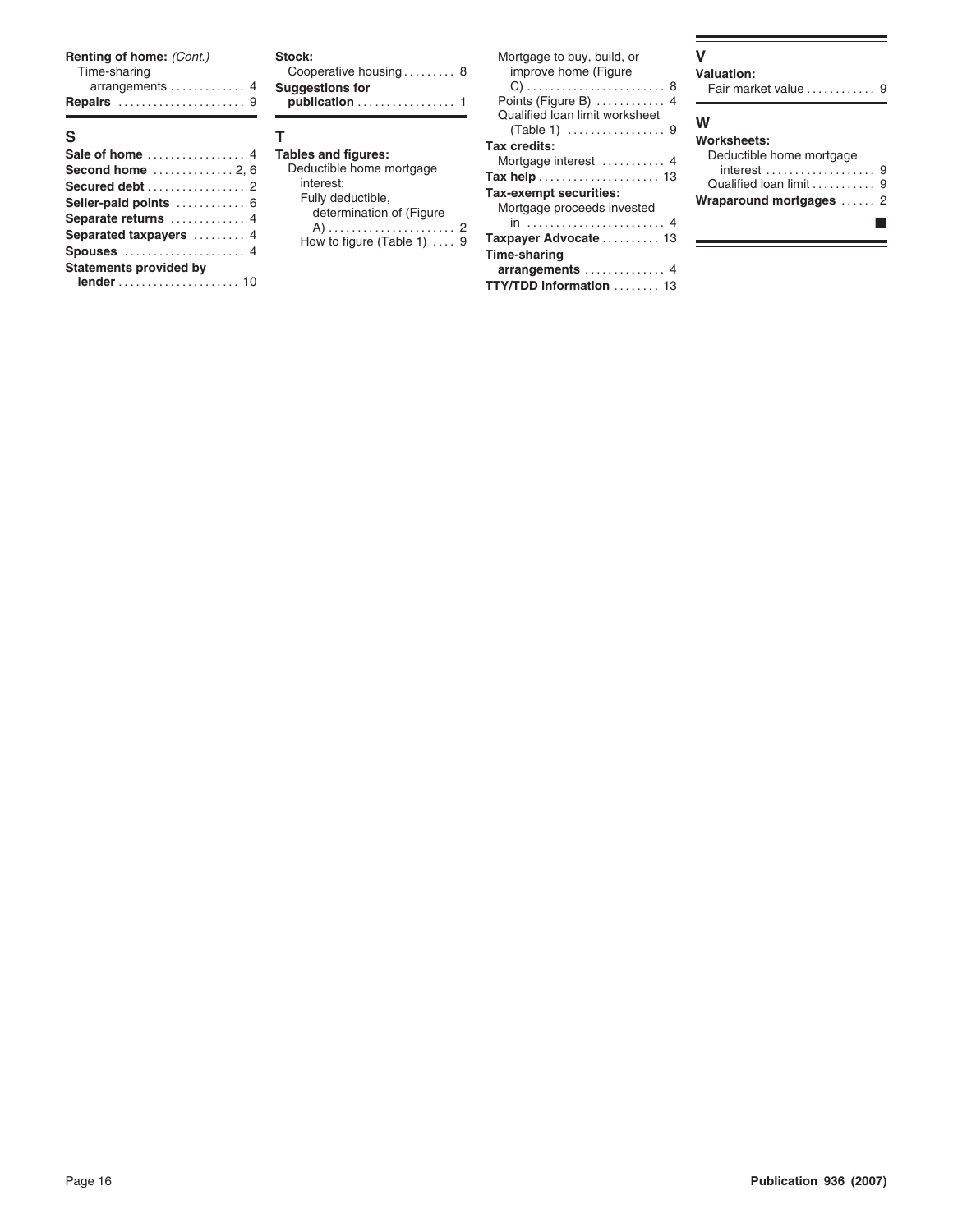**Renting of home:** *(Cont.)*
Time-sharing arrangements . . . . . . . . . . . . . 4
**Repairs** . . . . . . . . . . . . . . . . . . . . . . 9

## S

**Sale of home** . . . . . . . . . . . . . . . . . 4
**Second home** . . . . . . . . . . . . . . 2, 6
**Secured debt** . . . . . . . . . . . . . . . . . 2
**Seller-paid points** . . . . . . . . . . . . 6
**Separate returns** . . . . . . . . . . . . . 4
**Separated taxpayers** . . . . . . . . . 4
**Spouses** . . . . . . . . . . . . . . . . . . . . . 4
**Statements provided by lender** . . . . . . . . . . . . . . . . . . . . . 10
**Stock:**
Cooperative housing . . . . . . . . . 8
**Suggestions for publication** . . . . . . . . . . . . . . . . . 1

## T

**Tables and figures:**
Deductible home mortgage interest:
Fully deductible, determination of (Figure A) . . . . . . . . . . . . . . . . . . . . . . 2
How to figure (Table 1) . . . . 9
Mortgage to buy, build, or improve home (Figure C) . . . . . . . . . . . . . . . . . . . . . . . . 8
Points (Figure B) . . . . . . . . . . . . 4
Qualified loan limit worksheet (Table 1) . . . . . . . . . . . . . . . . 9
**Tax credits:**
Mortgage interest . . . . . . . . . . . 4
**Tax help** . . . . . . . . . . . . . . . . . . . . . 13
**Tax-exempt securities:**
Mortgage proceeds invested in . . . . . . . . . . . . . . . . . . . . . . . . 4
**Taxpayer Advocate** . . . . . . . . . . 13
**Time-sharing arrangements** . . . . . . . . . . . . . . 4
**TTY/TDD information** . . . . . . . . 13

## V

**Valuation:**
Fair market value . . . . . . . . . . . . 9

## W

**Worksheets:**
Deductible home mortgage interest . . . . . . . . . . . . . . . . . . 9
Qualified loan limit . . . . . . . . . . . 9
**Wraparound mortgages** . . . . . . 2

■